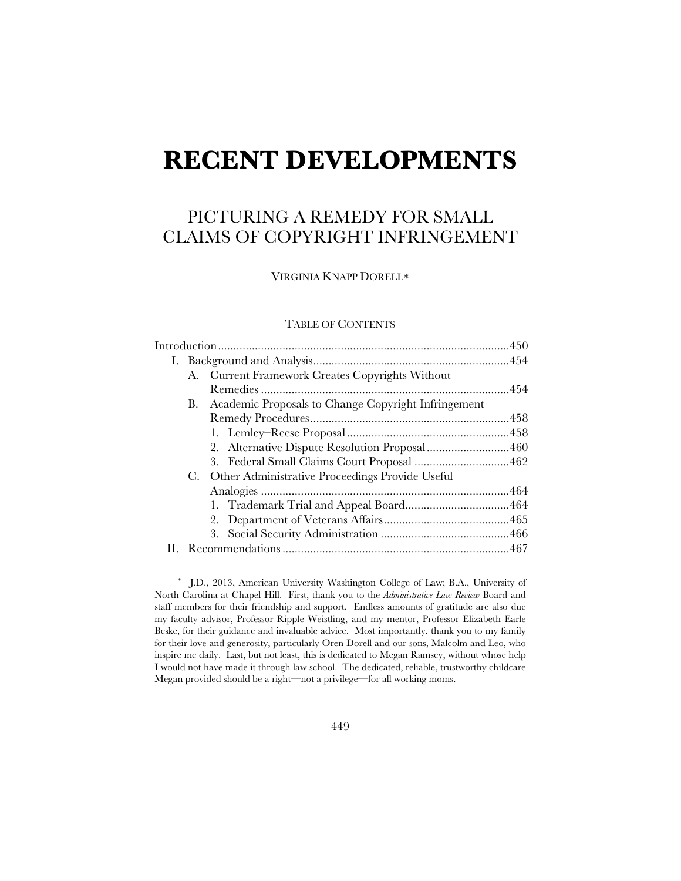# RECENT DEVELOPMENTS

## PICTURING A REMEDY FOR SMALL CLAIMS OF COPYRIGHT INFRINGEMENT

VIRGINIA KNAPP DORELL*

TABLE OF CONTENTS

Introduction .............................................................................................450
I. Background and Analysis................................................................454
  A. Current Framework Creates Copyrights Without Remedies .................................................................................454
  B. Academic Proposals to Change Copyright Infringement Remedy Procedures.................................................................458
    1. Lemley–Reese Proposal.....................................................458
    2. Alternative Dispute Resolution Proposal...........................460
    3. Federal Small Claims Court Proposal ...............................462
  C. Other Administrative Proceedings Provide Useful Analogies .................................................................................464
    1. Trademark Trial and Appeal Board..................................464
    2. Department of Veterans Affairs.........................................465
    3. Social Security Administration ..........................................466
II. Recommendations ..........................................................................467

---

* J.D., 2013, American University Washington College of Law; B.A., University of North Carolina at Chapel Hill. First, thank you to the *Administrative Law Review* Board and staff members for their friendship and support. Endless amounts of gratitude are also due my faculty advisor, Professor Ripple Weistling, and my mentor, Professor Elizabeth Earle Beske, for their guidance and invaluable advice. Most importantly, thank you to my family for their love and generosity, particularly Oren Dorell and our sons, Malcolm and Leo, who inspire me daily. Last, but not least, this is dedicated to Megan Ramsey, without whose help I would not have made it through law school. The dedicated, reliable, trustworthy childcare Megan provided should be a right—not a privilege—for all working moms.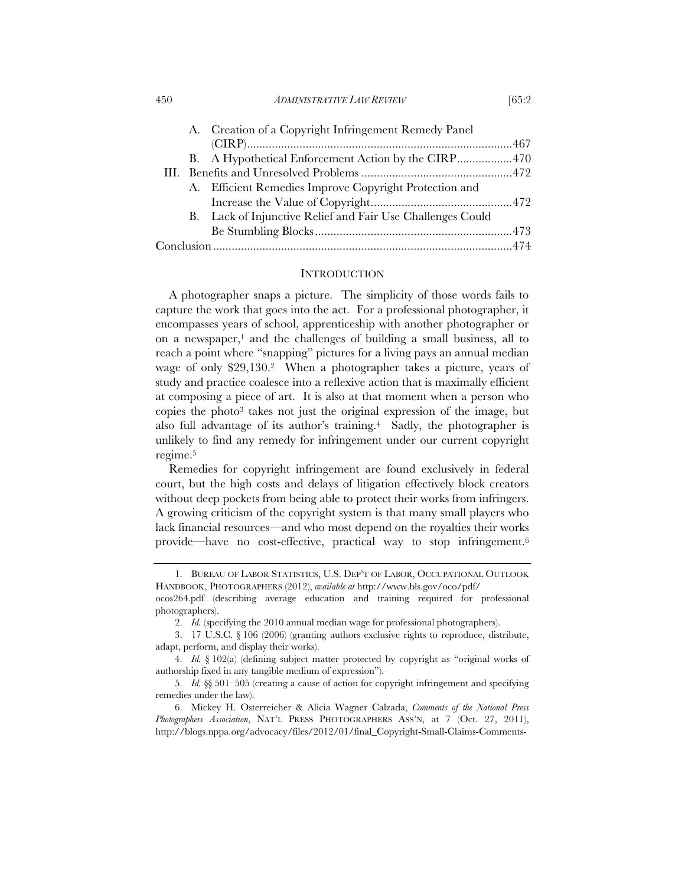A. Creation of a Copyright Infringement Remedy Panel (CIRP) ..... 467
B. A Hypothetical Enforcement Action by the CIRP ..... 470

III. Benefits and Unresolved Problems ..... 472
A. Efficient Remedies Improve Copyright Protection and Increase the Value of Copyright ..... 472
B. Lack of Injunctive Relief and Fair Use Challenges Could Be Stumbling Blocks ..... 473

Conclusion ..... 474

## INTRODUCTION

A photographer snaps a picture. The simplicity of those words fails to capture the work that goes into the act. For a professional photographer, it encompasses years of school, apprenticeship with another photographer or on a newspaper,[1] and the challenges of building a small business, all to reach a point where "snapping" pictures for a living pays an annual median wage of only $29,130.[2] When a photographer takes a picture, years of study and practice coalesce into a reflexive action that is maximally efficient at composing a piece of art. It is also at that moment when a person who copies the photo[3] takes not just the original expression of the image, but also full advantage of its author's training.[4] Sadly, the photographer is unlikely to find any remedy for infringement under our current copyright regime.[5]

Remedies for copyright infringement are found exclusively in federal court, but the high costs and delays of litigation effectively block creators without deep pockets from being able to protect their works from infringers. A growing criticism of the copyright system is that many small players who lack financial resources—and who most depend on the royalties their works provide—have no cost-effective, practical way to stop infringement.[6]

---

1. BUREAU OF LABOR STATISTICS, U.S. DEP'T OF LABOR, OCCUPATIONAL OUTLOOK HANDBOOK, PHOTOGRAPHERS (2012), *available at* http://www.bls.gov/oco/pdf/ocos264.pdf (describing average education and training required for professional photographers).

2. *Id.* (specifying the 2010 annual median wage for professional photographers).

3. 17 U.S.C. § 106 (2006) (granting authors exclusive rights to reproduce, distribute, adapt, perform, and display their works).

4. *Id.* § 102(a) (defining subject matter protected by copyright as "original works of authorship fixed in any tangible medium of expression").

5. *Id.* §§ 501–505 (creating a cause of action for copyright infringement and specifying remedies under the law).

6. Mickey H. Osterreicher & Alicia Wagner Calzada, *Comments of the National Press Photographers Association*, NAT'L PRESS PHOTOGRAPHERS ASS'N, at 7 (Oct. 27, 2011), http://blogs.nppa.org/advocacy/files/2012/01/final_Copyright-Small-Claims-Comments-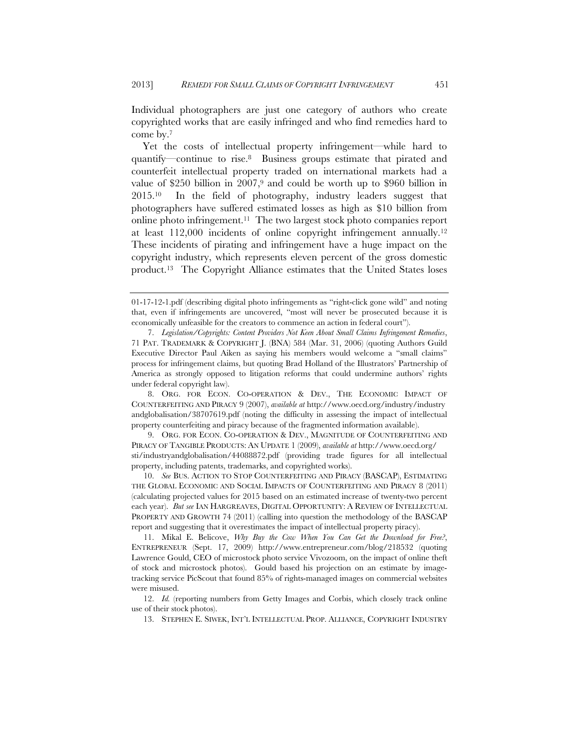Individual photographers are just one category of authors who create copyrighted works that are easily infringed and who find remedies hard to come by.[7]

Yet the costs of intellectual property infringement—while hard to quantify—continue to rise.[8] Business groups estimate that pirated and counterfeit intellectual property traded on international markets had a value of $250 billion in 2007,[9] and could be worth up to $960 billion in 2015.[10] In the field of photography, industry leaders suggest that photographers have suffered estimated losses as high as $10 billion from online photo infringement.[11] The two largest stock photo companies report at least 112,000 incidents of online copyright infringement annually.[12] These incidents of pirating and infringement have a huge impact on the copyright industry, which represents eleven percent of the gross domestic product.[13] The Copyright Alliance estimates that the United States loses

---

01-17-12-1.pdf (describing digital photo infringements as "right-click gone wild" and noting that, even if infringements are uncovered, "most will never be prosecuted because it is economically unfeasible for the creators to commence an action in federal court").

7. *Legislation/Copyrights: Content Providers Not Keen About Small Claims Infringement Remedies*, 71 PAT. TRADEMARK & COPYRIGHT J. (BNA) 584 (Mar. 31, 2006) (quoting Authors Guild Executive Director Paul Aiken as saying his members would welcome a "small claims" process for infringement claims, but quoting Brad Holland of the Illustrators' Partnership of America as strongly opposed to litigation reforms that could undermine authors' rights under federal copyright law).

8. ORG. FOR ECON. CO-OPERATION & DEV., THE ECONOMIC IMPACT OF COUNTERFEITING AND PIRACY 9 (2007), *available at* http://www.oecd.org/industry/industryandglobalisation/38707619.pdf (noting the difficulty in assessing the impact of intellectual property counterfeiting and piracy because of the fragmented information available).

9. ORG. FOR ECON. CO-OPERATION & DEV., MAGNITUDE OF COUNTERFEITING AND PIRACY OF TANGIBLE PRODUCTS: AN UPDATE 1 (2009), *available at* http://www.oecd.org/sti/industryandglobalisation/44088872.pdf (providing trade figures for all intellectual property, including patents, trademarks, and copyrighted works).

10. *See* BUS. ACTION TO STOP COUNTERFEITING AND PIRACY (BASCAP), ESTIMATING THE GLOBAL ECONOMIC AND SOCIAL IMPACTS OF COUNTERFEITING AND PIRACY 8 (2011) (calculating projected values for 2015 based on an estimated increase of twenty-two percent each year). *But see* IAN HARGREAVES, DIGITAL OPPORTUNITY: A REVIEW OF INTELLECTUAL PROPERTY AND GROWTH 74 (2011) (calling into question the methodology of the BASCAP report and suggesting that it overestimates the impact of intellectual property piracy).

11. Mikal E. Belicove, *Why Buy the Cow When You Can Get the Download for Free?*, ENTREPRENEUR (Sept. 17, 2009) http://www.entrepreneur.com/blog/218532 (quoting Lawrence Gould, CEO of microstock photo service Vivozoom, on the impact of online theft of stock and microstock photos). Gould based his projection on an estimate by image-tracking service PicScout that found 85% of rights-managed images on commercial websites were misused.

12. *Id.* (reporting numbers from Getty Images and Corbis, which closely track online use of their stock photos).

13. STEPHEN E. SIWEK, INT'L INTELLECTUAL PROP. ALLIANCE, COPYRIGHT INDUSTRY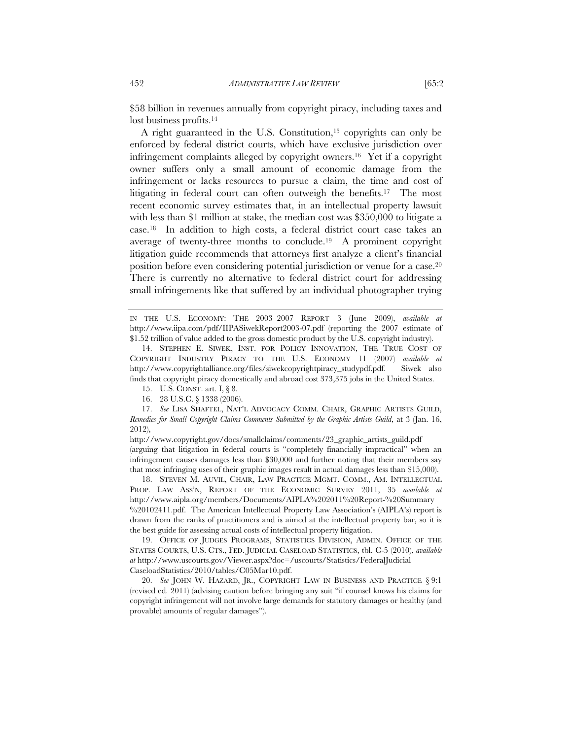$58 billion in revenues annually from copyright piracy, including taxes and lost business profits.[14]

A right guaranteed in the U.S. Constitution,[15] copyrights can only be enforced by federal district courts, which have exclusive jurisdiction over infringement complaints alleged by copyright owners.[16] Yet if a copyright owner suffers only a small amount of economic damage from the infringement or lacks resources to pursue a claim, the time and cost of litigating in federal court can often outweigh the benefits.[17] The most recent economic survey estimates that, in an intellectual property lawsuit with less than $1 million at stake, the median cost was $350,000 to litigate a case.[18] In addition to high costs, a federal district court case takes an average of twenty-three months to conclude.[19] A prominent copyright litigation guide recommends that attorneys first analyze a client's financial position before even considering potential jurisdiction or venue for a case.[20] There is currently no alternative to federal district court for addressing small infringements like that suffered by an individual photographer trying

---

IN THE U.S. ECONOMY: THE 2003–2007 REPORT 3 (June 2009), *available at* http://www.iipa.com/pdf/IIPASiwekReport2003-07.pdf (reporting the 2007 estimate of $1.52 trillion of value added to the gross domestic product by the U.S. copyright industry).

14. STEPHEN E. SIWEK, INST. FOR POLICY INNOVATION, THE TRUE COST OF COPYRIGHT INDUSTRY PIRACY TO THE U.S. ECONOMY 11 (2007) *available at* http://www.copyrightalliance.org/files/siwekcopyrightpiracy_studypdf.pdf. Siwek also finds that copyright piracy domestically and abroad cost 373,375 jobs in the United States.

15. U.S. CONST. art. I, § 8.

16. 28 U.S.C. § 1338 (2006).

17. *See* LISA SHAFTEL, NAT'L ADVOCACY COMM. CHAIR, GRAPHIC ARTISTS GUILD, *Remedies for Small Copyright Claims Comments Submitted by the Graphic Artists Guild*, at 3 (Jan. 16, 2012), http://www.copyright.gov/docs/smallclaims/comments/23_graphic_artists_guild.pdf (arguing that litigation in federal courts is "completely financially impractical" when an infringement causes damages less than $30,000 and further noting that their members say that most infringing uses of their graphic images result in actual damages less than $15,000).

18. STEVEN M. AUVIL, CHAIR, LAW PRACTICE MGMT. COMM., AM. INTELLECTUAL PROP. LAW ASS'N, REPORT OF THE ECONOMIC SURVEY 2011, 35 *available at* http://www.aipla.org/members/Documents/AIPLA%202011%20Report-%20Summary %20102411.pdf. The American Intellectual Property Law Association's (AIPLA's) report is drawn from the ranks of practitioners and is aimed at the intellectual property bar, so it is the best guide for assessing actual costs of intellectual property litigation.

19. OFFICE OF JUDGES PROGRAMS, STATISTICS DIVISION, ADMIN. OFFICE OF THE STATES COURTS, U.S. CTS., FED. JUDICIAL CASELOAD STATISTICS, tbl. C-5 (2010), *available at* http://www.uscourts.gov/Viewer.aspx?doc=/uscourts/Statistics/FederalJudicial CaseloadStatistics/2010/tables/C05Mar10.pdf.

20. *See* JOHN W. HAZARD, JR., COPYRIGHT LAW IN BUSINESS AND PRACTICE § 9:1 (revised ed. 2011) (advising caution before bringing any suit "if counsel knows his claims for copyright infringement will not involve large demands for statutory damages or healthy (and provable) amounts of regular damages").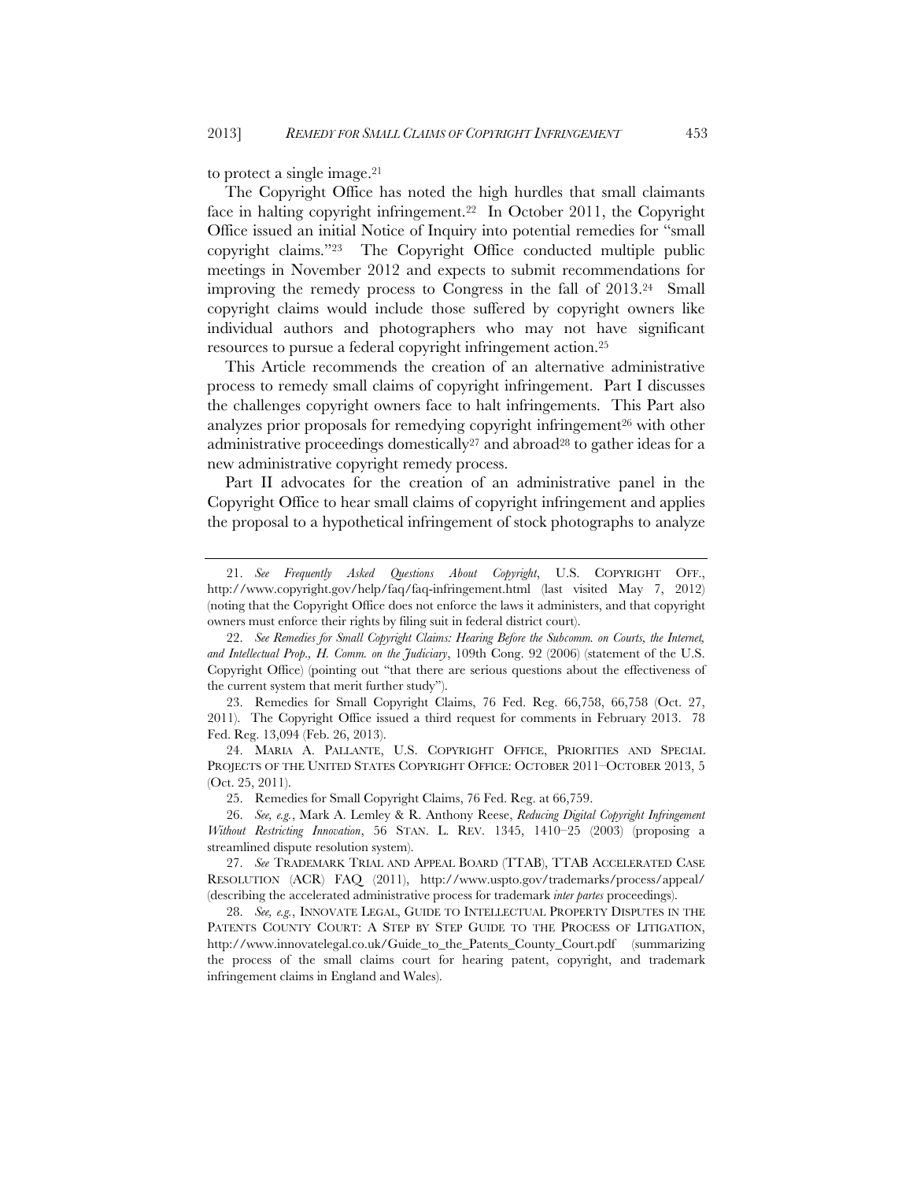to protect a single image.[21]

The Copyright Office has noted the high hurdles that small claimants face in halting copyright infringement.[22] In October 2011, the Copyright Office issued an initial Notice of Inquiry into potential remedies for "small copyright claims."[23] The Copyright Office conducted multiple public meetings in November 2012 and expects to submit recommendations for improving the remedy process to Congress in the fall of 2013.[24] Small copyright claims would include those suffered by copyright owners like individual authors and photographers who may not have significant resources to pursue a federal copyright infringement action.[25]

This Article recommends the creation of an alternative administrative process to remedy small claims of copyright infringement. Part I discusses the challenges copyright owners face to halt infringements. This Part also analyzes prior proposals for remedying copyright infringement[26] with other administrative proceedings domestically[27] and abroad[28] to gather ideas for a new administrative copyright remedy process.

Part II advocates for the creation of an administrative panel in the Copyright Office to hear small claims of copyright infringement and applies the proposal to a hypothetical infringement of stock photographs to analyze

---

21. *See Frequently Asked Questions About Copyright*, U.S. COPYRIGHT OFF., http://www.copyright.gov/help/faq/faq-infringement.html (last visited May 7, 2012) (noting that the Copyright Office does not enforce the laws it administers, and that copyright owners must enforce their rights by filing suit in federal district court).

22. *See Remedies for Small Copyright Claims: Hearing Before the Subcomm. on Courts, the Internet, and Intellectual Prop., H. Comm. on the Judiciary*, 109th Cong. 92 (2006) (statement of the U.S. Copyright Office) (pointing out "that there are serious questions about the effectiveness of the current system that merit further study").

23. Remedies for Small Copyright Claims, 76 Fed. Reg. 66,758, 66,758 (Oct. 27, 2011). The Copyright Office issued a third request for comments in February 2013. 78 Fed. Reg. 13,094 (Feb. 26, 2013).

24. MARIA A. PALLANTE, U.S. COPYRIGHT OFFICE, PRIORITIES AND SPECIAL PROJECTS OF THE UNITED STATES COPYRIGHT OFFICE: OCTOBER 2011–OCTOBER 2013, 5 (Oct. 25, 2011).

25. Remedies for Small Copyright Claims, 76 Fed. Reg. at 66,759.

26. *See, e.g.*, Mark A. Lemley & R. Anthony Reese, *Reducing Digital Copyright Infringement Without Restricting Innovation*, 56 STAN. L. REV. 1345, 1410–25 (2003) (proposing a streamlined dispute resolution system).

27. *See* TRADEMARK TRIAL AND APPEAL BOARD (TTAB), TTAB ACCELERATED CASE RESOLUTION (ACR) FAQ (2011), http://www.uspto.gov/trademarks/process/appeal/ (describing the accelerated administrative process for trademark *inter partes* proceedings).

28. *See, e.g.*, INNOVATE LEGAL, GUIDE TO INTELLECTUAL PROPERTY DISPUTES IN THE PATENTS COUNTY COURT: A STEP BY STEP GUIDE TO THE PROCESS OF LITIGATION, http://www.innovatelegal.co.uk/Guide_to_the_Patents_County_Court.pdf (summarizing the process of the small claims court for hearing patent, copyright, and trademark infringement claims in England and Wales).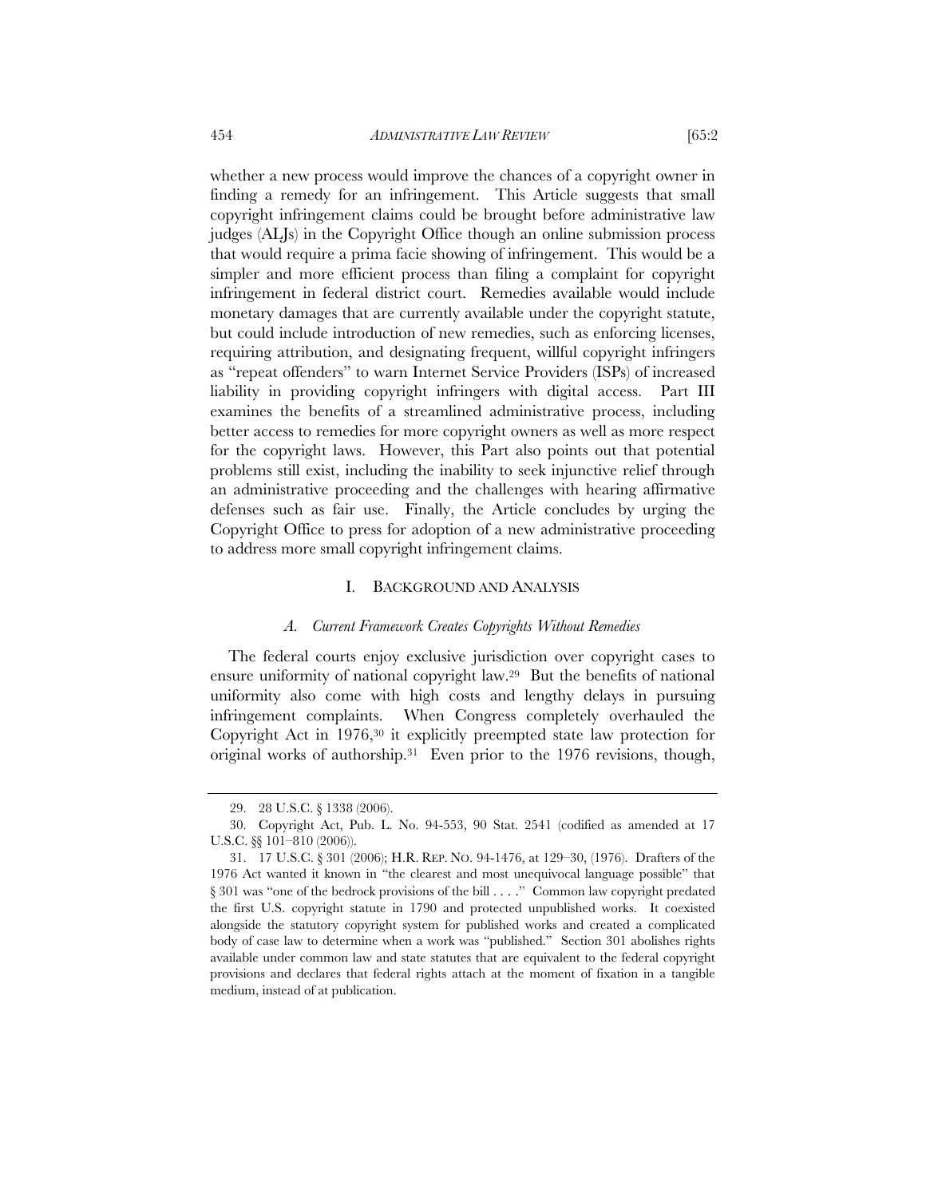whether a new process would improve the chances of a copyright owner in finding a remedy for an infringement. This Article suggests that small copyright infringement claims could be brought before administrative law judges (ALJs) in the Copyright Office though an online submission process that would require a prima facie showing of infringement. This would be a simpler and more efficient process than filing a complaint for copyright infringement in federal district court. Remedies available would include monetary damages that are currently available under the copyright statute, but could include introduction of new remedies, such as enforcing licenses, requiring attribution, and designating frequent, willful copyright infringers as "repeat offenders" to warn Internet Service Providers (ISPs) of increased liability in providing copyright infringers with digital access. Part III examines the benefits of a streamlined administrative process, including better access to remedies for more copyright owners as well as more respect for the copyright laws. However, this Part also points out that potential problems still exist, including the inability to seek injunctive relief through an administrative proceeding and the challenges with hearing affirmative defenses such as fair use. Finally, the Article concludes by urging the Copyright Office to press for adoption of a new administrative proceeding to address more small copyright infringement claims.

## I. BACKGROUND AND ANALYSIS

### *A. Current Framework Creates Copyrights Without Remedies*

The federal courts enjoy exclusive jurisdiction over copyright cases to ensure uniformity of national copyright law.[29] But the benefits of national uniformity also come with high costs and lengthy delays in pursuing infringement complaints. When Congress completely overhauled the Copyright Act in 1976,[30] it explicitly preempted state law protection for original works of authorship.[31] Even prior to the 1976 revisions, though,

---

29. 28 U.S.C. § 1338 (2006).

30. Copyright Act, Pub. L. No. 94-553, 90 Stat. 2541 (codified as amended at 17 U.S.C. §§ 101–810 (2006)).

31. 17 U.S.C. § 301 (2006); H.R. REP. NO. 94-1476, at 129–30, (1976). Drafters of the 1976 Act wanted it known in "the clearest and most unequivocal language possible" that § 301 was "one of the bedrock provisions of the bill . . . ." Common law copyright predated the first U.S. copyright statute in 1790 and protected unpublished works. It coexisted alongside the statutory copyright system for published works and created a complicated body of case law to determine when a work was "published." Section 301 abolishes rights available under common law and state statutes that are equivalent to the federal copyright provisions and declares that federal rights attach at the moment of fixation in a tangible medium, instead of at publication.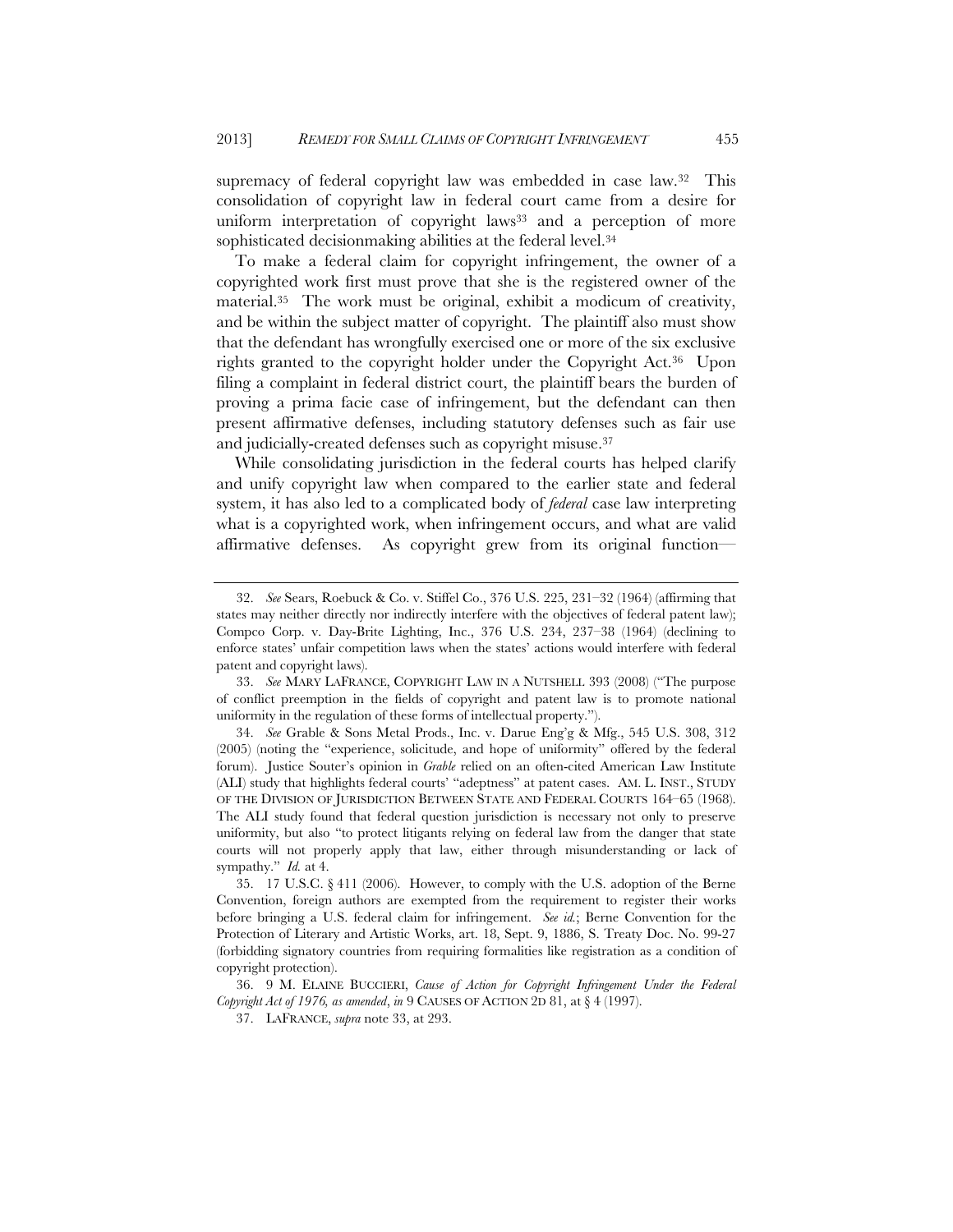supremacy of federal copyright law was embedded in case law.[32] This consolidation of copyright law in federal court came from a desire for uniform interpretation of copyright laws[33] and a perception of more sophisticated decisionmaking abilities at the federal level.[34]

To make a federal claim for copyright infringement, the owner of a copyrighted work first must prove that she is the registered owner of the material.[35] The work must be original, exhibit a modicum of creativity, and be within the subject matter of copyright. The plaintiff also must show that the defendant has wrongfully exercised one or more of the six exclusive rights granted to the copyright holder under the Copyright Act.[36] Upon filing a complaint in federal district court, the plaintiff bears the burden of proving a prima facie case of infringement, but the defendant can then present affirmative defenses, including statutory defenses such as fair use and judicially-created defenses such as copyright misuse.[37]

While consolidating jurisdiction in the federal courts has helped clarify and unify copyright law when compared to the earlier state and federal system, it has also led to a complicated body of *federal* case law interpreting what is a copyrighted work, when infringement occurs, and what are valid affirmative defenses. As copyright grew from its original function—

---

32. *See* Sears, Roebuck & Co. v. Stiffel Co., 376 U.S. 225, 231–32 (1964) (affirming that states may neither directly nor indirectly interfere with the objectives of federal patent law); Compco Corp. v. Day-Brite Lighting, Inc., 376 U.S. 234, 237–38 (1964) (declining to enforce states' unfair competition laws when the states' actions would interfere with federal patent and copyright laws).

33. *See* MARY LAFRANCE, COPYRIGHT LAW IN A NUTSHELL 393 (2008) ("The purpose of conflict preemption in the fields of copyright and patent law is to promote national uniformity in the regulation of these forms of intellectual property.").

34. *See* Grable & Sons Metal Prods., Inc. v. Darue Eng'g & Mfg., 545 U.S. 308, 312 (2005) (noting the "experience, solicitude, and hope of uniformity" offered by the federal forum). Justice Souter's opinion in *Grable* relied on an often-cited American Law Institute (ALI) study that highlights federal courts' "adeptness" at patent cases. AM. L. INST., STUDY OF THE DIVISION OF JURISDICTION BETWEEN STATE AND FEDERAL COURTS 164–65 (1968). The ALI study found that federal question jurisdiction is necessary not only to preserve uniformity, but also "to protect litigants relying on federal law from the danger that state courts will not properly apply that law, either through misunderstanding or lack of sympathy." *Id.* at 4.

35. 17 U.S.C. § 411 (2006). However, to comply with the U.S. adoption of the Berne Convention, foreign authors are exempted from the requirement to register their works before bringing a U.S. federal claim for infringement. *See id.*; Berne Convention for the Protection of Literary and Artistic Works, art. 18, Sept. 9, 1886, S. Treaty Doc. No. 99-27 (forbidding signatory countries from requiring formalities like registration as a condition of copyright protection).

36. 9 M. ELAINE BUCCIERI, *Cause of Action for Copyright Infringement Under the Federal Copyright Act of 1976, as amended*, *in* 9 CAUSES OF ACTION 2D 81, at § 4 (1997).

37. LAFRANCE, *supra* note 33, at 293.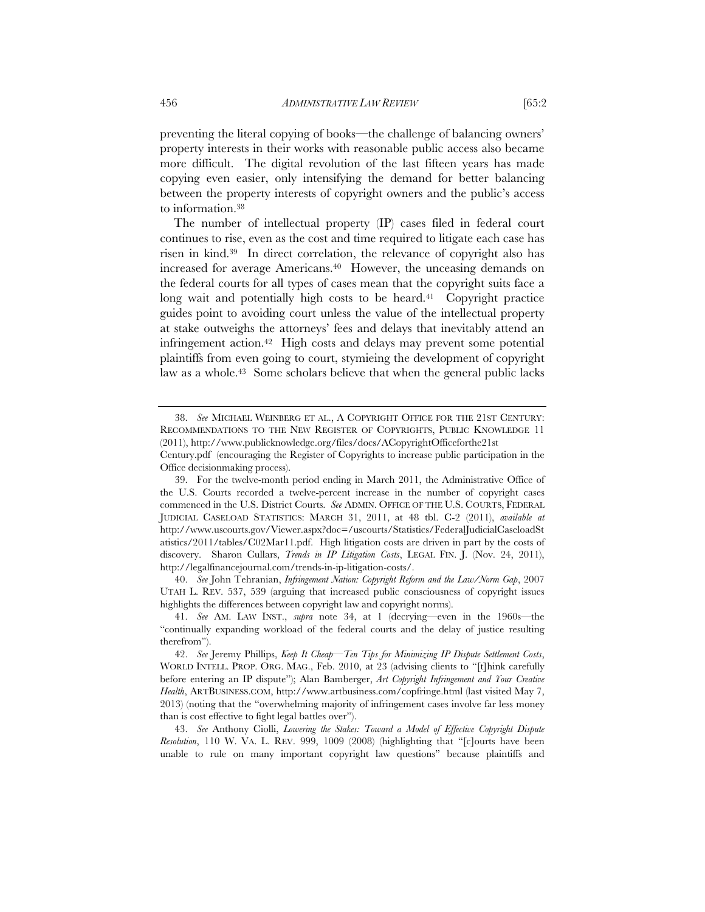preventing the literal copying of books—the challenge of balancing owners' property interests in their works with reasonable public access also became more difficult. The digital revolution of the last fifteen years has made copying even easier, only intensifying the demand for better balancing between the property interests of copyright owners and the public's access to information.[38]

The number of intellectual property (IP) cases filed in federal court continues to rise, even as the cost and time required to litigate each case has risen in kind.[39] In direct correlation, the relevance of copyright also has increased for average Americans.[40] However, the unceasing demands on the federal courts for all types of cases mean that the copyright suits face a long wait and potentially high costs to be heard.[41] Copyright practice guides point to avoiding court unless the value of the intellectual property at stake outweighs the attorneys' fees and delays that inevitably attend an infringement action.[42] High costs and delays may prevent some potential plaintiffs from even going to court, stymieing the development of copyright law as a whole.[43] Some scholars believe that when the general public lacks

---

38. *See* MICHAEL WEINBERG ET AL., A COPYRIGHT OFFICE FOR THE 21ST CENTURY: RECOMMENDATIONS TO THE NEW REGISTER OF COPYRIGHTS, PUBLIC KNOWLEDGE 11 (2011), http://www.publicknowledge.org/files/docs/ACopyrightOfficeforthe21st Century.pdf (encouraging the Register of Copyrights to increase public participation in the Office decisionmaking process).

39. For the twelve-month period ending in March 2011, the Administrative Office of the U.S. Courts recorded a twelve-percent increase in the number of copyright cases commenced in the U.S. District Courts. *See* ADMIN. OFFICE OF THE U.S. COURTS, FEDERAL JUDICIAL CASELOAD STATISTICS: MARCH 31, 2011, at 48 tbl. C-2 (2011), *available at* http://www.uscourts.gov/Viewer.aspx?doc=/uscourts/Statistics/FederalJudicialCaseloadStatistics/2011/tables/C02Mar11.pdf. High litigation costs are driven in part by the costs of discovery. Sharon Cullars, *Trends in IP Litigation Costs*, LEGAL FIN. J. (Nov. 24, 2011), http://legalfinancejournal.com/trends-in-ip-litigation-costs/.

40. *See* John Tehranian, *Infringement Nation: Copyright Reform and the Law/Norm Gap*, 2007 UTAH L. REV. 537, 539 (arguing that increased public consciousness of copyright issues highlights the differences between copyright law and copyright norms).

41. *See* AM. LAW INST., *supra* note 34, at 1 (decrying—even in the 1960s—the "continually expanding workload of the federal courts and the delay of justice resulting therefrom").

42. *See* Jeremy Phillips, *Keep It Cheap—Ten Tips for Minimizing IP Dispute Settlement Costs*, WORLD INTELL. PROP. ORG. MAG., Feb. 2010, at 23 (advising clients to "[t]hink carefully before entering an IP dispute"); Alan Bamberger, *Art Copyright Infringement and Your Creative Health*, ARTBUSINESS.COM, http://www.artbusiness.com/copfringe.html (last visited May 7, 2013) (noting that the "overwhelming majority of infringement cases involve far less money than is cost effective to fight legal battles over").

43. *See* Anthony Ciolli, *Lowering the Stakes: Toward a Model of Effective Copyright Dispute Resolution*, 110 W. VA. L. REV. 999, 1009 (2008) (highlighting that "[c]ourts have been unable to rule on many important copyright law questions" because plaintiffs and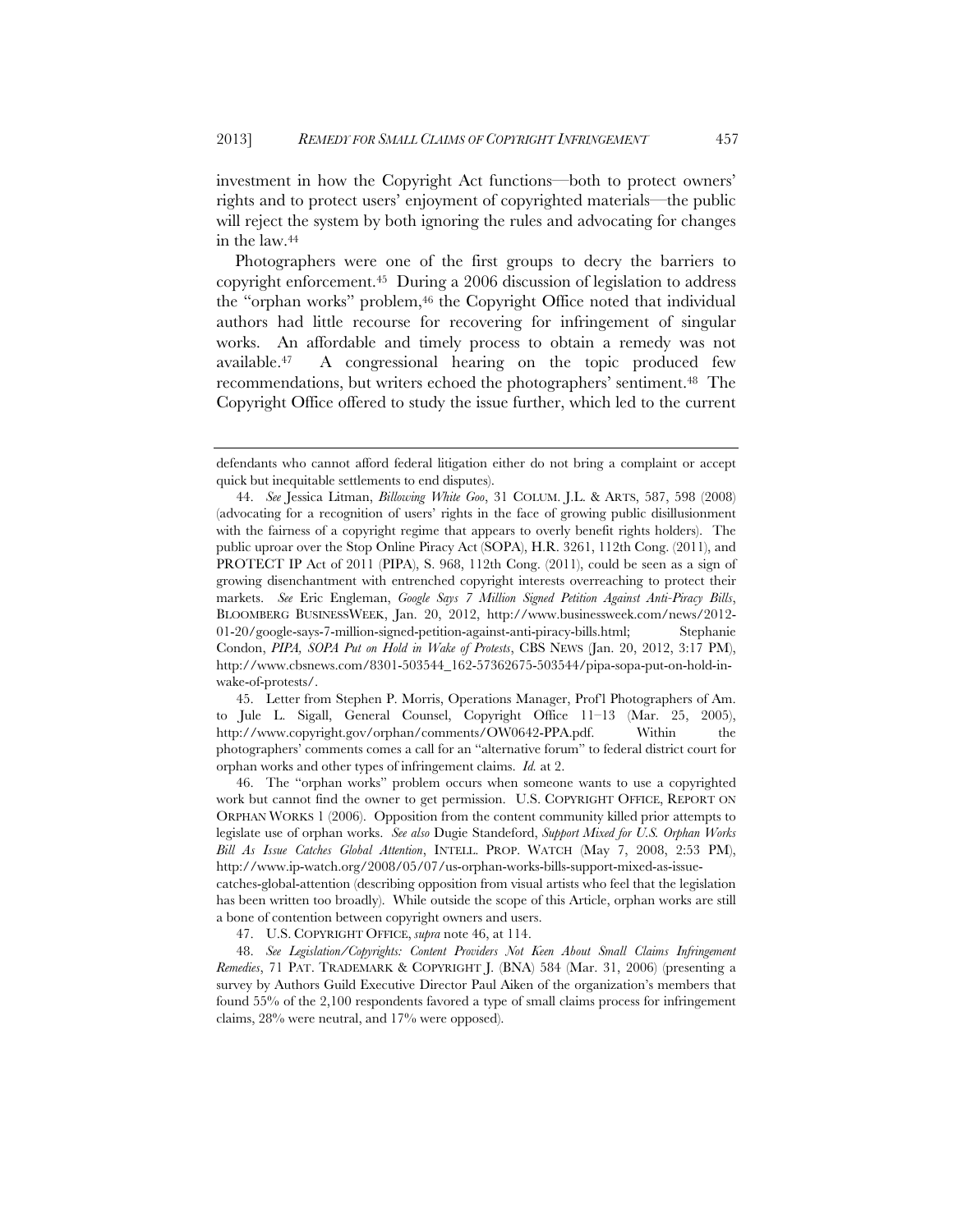investment in how the Copyright Act functions—both to protect owners' rights and to protect users' enjoyment of copyrighted materials—the public will reject the system by both ignoring the rules and advocating for changes in the law.[44]

Photographers were one of the first groups to decry the barriers to copyright enforcement.[45] During a 2006 discussion of legislation to address the "orphan works" problem,[46] the Copyright Office noted that individual authors had little recourse for recovering for infringement of singular works. An affordable and timely process to obtain a remedy was not available.[47] A congressional hearing on the topic produced few recommendations, but writers echoed the photographers' sentiment.[48] The Copyright Office offered to study the issue further, which led to the current

---

defendants who cannot afford federal litigation either do not bring a complaint or accept quick but inequitable settlements to end disputes).

44. *See* Jessica Litman, *Billowing White Goo*, 31 COLUM. J.L. & ARTS, 587, 598 (2008) (advocating for a recognition of users' rights in the face of growing public disillusionment with the fairness of a copyright regime that appears to overly benefit rights holders). The public uproar over the Stop Online Piracy Act (SOPA), H.R. 3261, 112th Cong. (2011), and PROTECT IP Act of 2011 (PIPA), S. 968, 112th Cong. (2011), could be seen as a sign of growing disenchantment with entrenched copyright interests overreaching to protect their markets. *See* Eric Engleman, *Google Says 7 Million Signed Petition Against Anti-Piracy Bills*, BLOOMBERG BUSINESSWEEK, Jan. 20, 2012, http://www.businessweek.com/news/2012-01-20/google-says-7-million-signed-petition-against-anti-piracy-bills.html; Stephanie Condon, *PIPA, SOPA Put on Hold in Wake of Protests*, CBS NEWS (Jan. 20, 2012, 3:17 PM), http://www.cbsnews.com/8301-503544_162-57362675-503544/pipa-sopa-put-on-hold-in-wake-of-protests/.

45. Letter from Stephen P. Morris, Operations Manager, Prof'l Photographers of Am. to Jule L. Sigall, General Counsel, Copyright Office 11–13 (Mar. 25, 2005), http://www.copyright.gov/orphan/comments/OW0642-PPA.pdf. Within the photographers' comments comes a call for an "alternative forum" to federal district court for orphan works and other types of infringement claims. *Id.* at 2.

46. The "orphan works" problem occurs when someone wants to use a copyrighted work but cannot find the owner to get permission. U.S. COPYRIGHT OFFICE, REPORT ON ORPHAN WORKS 1 (2006). Opposition from the content community killed prior attempts to legislate use of orphan works. *See also* Dugie Standeford, *Support Mixed for U.S. Orphan Works Bill As Issue Catches Global Attention*, INTELL. PROP. WATCH (May 7, 2008, 2:53 PM), http://www.ip-watch.org/2008/05/07/us-orphan-works-bills-support-mixed-as-issue-catches-global-attention (describing opposition from visual artists who feel that the legislation has been written too broadly). While outside the scope of this Article, orphan works are still a bone of contention between copyright owners and users.

47. U.S. COPYRIGHT OFFICE, *supra* note 46, at 114.

48. *See Legislation/Copyrights: Content Providers Not Keen About Small Claims Infringement Remedies*, 71 PAT. TRADEMARK & COPYRIGHT J. (BNA) 584 (Mar. 31, 2006) (presenting a survey by Authors Guild Executive Director Paul Aiken of the organization's members that found 55% of the 2,100 respondents favored a type of small claims process for infringement claims, 28% were neutral, and 17% were opposed).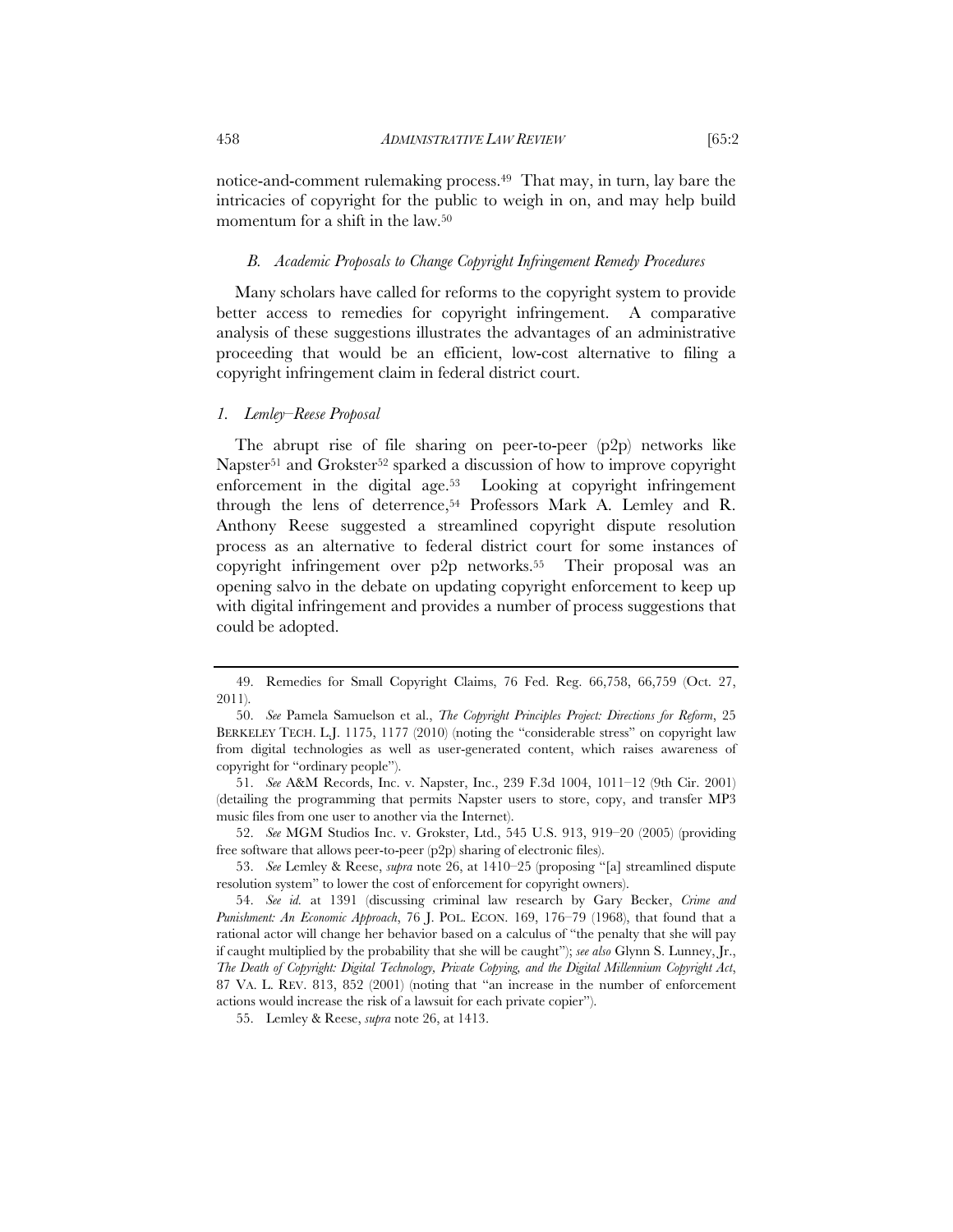notice-and-comment rulemaking process.[49] That may, in turn, lay bare the intricacies of copyright for the public to weigh in on, and may help build momentum for a shift in the law.[50]

### *B. Academic Proposals to Change Copyright Infringement Remedy Procedures*

Many scholars have called for reforms to the copyright system to provide better access to remedies for copyright infringement. A comparative analysis of these suggestions illustrates the advantages of an administrative proceeding that would be an efficient, low-cost alternative to filing a copyright infringement claim in federal district court.

#### *1. Lemley–Reese Proposal*

The abrupt rise of file sharing on peer-to-peer (p2p) networks like Napster[51] and Grokster[52] sparked a discussion of how to improve copyright enforcement in the digital age.[53] Looking at copyright infringement through the lens of deterrence,[54] Professors Mark A. Lemley and R. Anthony Reese suggested a streamlined copyright dispute resolution process as an alternative to federal district court for some instances of copyright infringement over p2p networks.[55] Their proposal was an opening salvo in the debate on updating copyright enforcement to keep up with digital infringement and provides a number of process suggestions that could be adopted.

---

49. Remedies for Small Copyright Claims, 76 Fed. Reg. 66,758, 66,759 (Oct. 27, 2011).

50. *See* Pamela Samuelson et al., *The Copyright Principles Project: Directions for Reform*, 25 BERKELEY TECH. L.J. 1175, 1177 (2010) (noting the "considerable stress" on copyright law from digital technologies as well as user-generated content, which raises awareness of copyright for "ordinary people").

51. *See* A&M Records, Inc. v. Napster, Inc., 239 F.3d 1004, 1011–12 (9th Cir. 2001) (detailing the programming that permits Napster users to store, copy, and transfer MP3 music files from one user to another via the Internet).

52. *See* MGM Studios Inc. v. Grokster, Ltd., 545 U.S. 913, 919–20 (2005) (providing free software that allows peer-to-peer (p2p) sharing of electronic files).

53. *See* Lemley & Reese, *supra* note 26, at 1410–25 (proposing "[a] streamlined dispute resolution system" to lower the cost of enforcement for copyright owners).

54. *See id.* at 1391 (discussing criminal law research by Gary Becker, *Crime and Punishment: An Economic Approach*, 76 J. POL. ECON. 169, 176–79 (1968), that found that a rational actor will change her behavior based on a calculus of "the penalty that she will pay if caught multiplied by the probability that she will be caught"); *see also* Glynn S. Lunney, Jr., *The Death of Copyright: Digital Technology, Private Copying, and the Digital Millennium Copyright Act*, 87 VA. L. REV. 813, 852 (2001) (noting that "an increase in the number of enforcement actions would increase the risk of a lawsuit for each private copier").

55. Lemley & Reese, *supra* note 26, at 1413.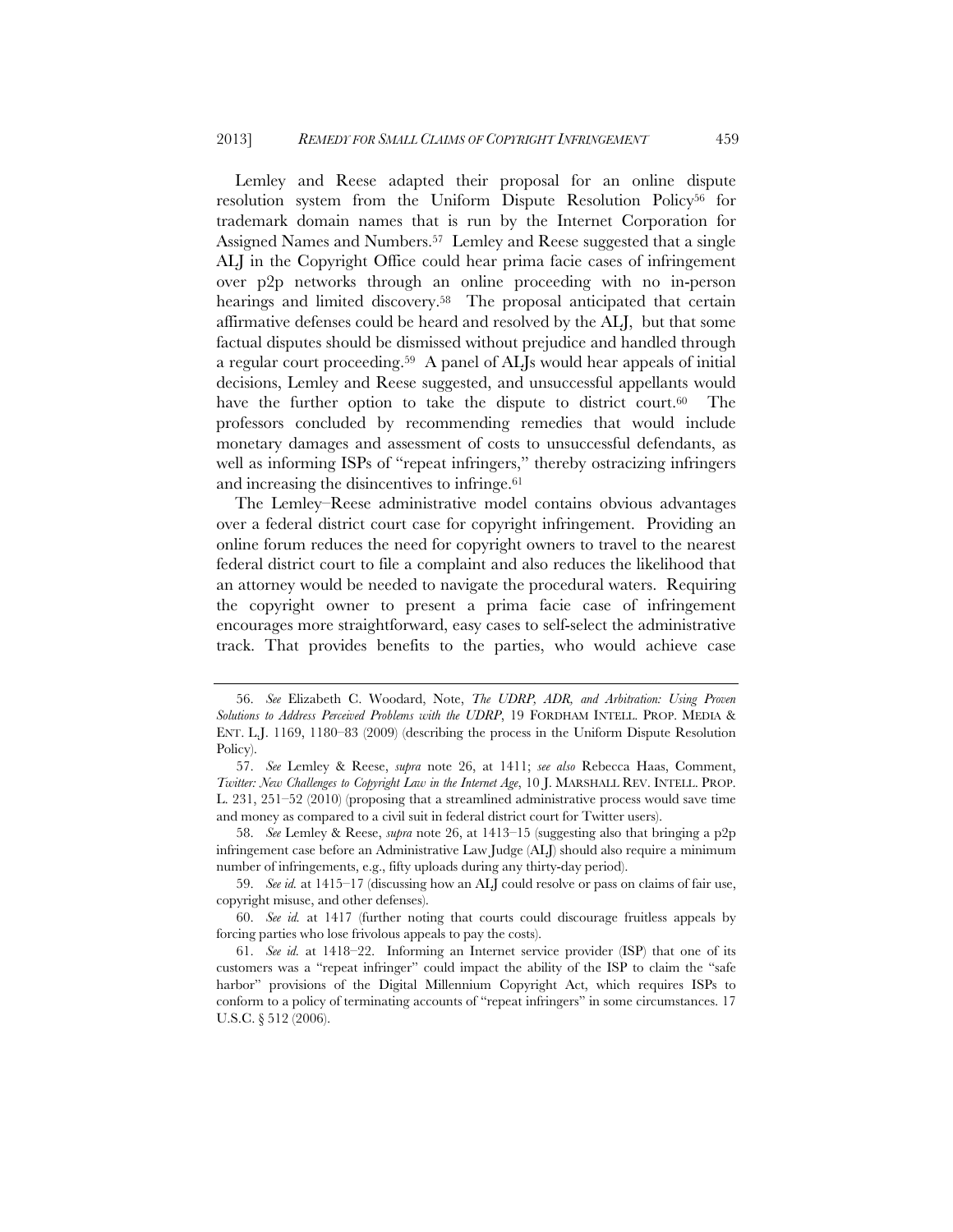Lemley and Reese adapted their proposal for an online dispute resolution system from the Uniform Dispute Resolution Policy[56] for trademark domain names that is run by the Internet Corporation for Assigned Names and Numbers.[57] Lemley and Reese suggested that a single ALJ in the Copyright Office could hear prima facie cases of infringement over p2p networks through an online proceeding with no in-person hearings and limited discovery.[58] The proposal anticipated that certain affirmative defenses could be heard and resolved by the ALJ, but that some factual disputes should be dismissed without prejudice and handled through a regular court proceeding.[59] A panel of ALJs would hear appeals of initial decisions, Lemley and Reese suggested, and unsuccessful appellants would have the further option to take the dispute to district court.[60] The professors concluded by recommending remedies that would include monetary damages and assessment of costs to unsuccessful defendants, as well as informing ISPs of "repeat infringers," thereby ostracizing infringers and increasing the disincentives to infringe.[61]

The Lemley–Reese administrative model contains obvious advantages over a federal district court case for copyright infringement. Providing an online forum reduces the need for copyright owners to travel to the nearest federal district court to file a complaint and also reduces the likelihood that an attorney would be needed to navigate the procedural waters. Requiring the copyright owner to present a prima facie case of infringement encourages more straightforward, easy cases to self-select the administrative track. That provides benefits to the parties, who would achieve case

---

56. *See* Elizabeth C. Woodard, Note, *The UDRP, ADR, and Arbitration: Using Proven Solutions to Address Perceived Problems with the UDRP*, 19 FORDHAM INTELL. PROP. MEDIA & ENT. L.J. 1169, 1180–83 (2009) (describing the process in the Uniform Dispute Resolution Policy).

57. *See* Lemley & Reese, *supra* note 26, at 1411; *see also* Rebecca Haas, Comment, *Twitter: New Challenges to Copyright Law in the Internet Age*, 10 J. MARSHALL REV. INTELL. PROP. L. 231, 251–52 (2010) (proposing that a streamlined administrative process would save time and money as compared to a civil suit in federal district court for Twitter users).

58. *See* Lemley & Reese, *supra* note 26, at 1413–15 (suggesting also that bringing a p2p infringement case before an Administrative Law Judge (ALJ) should also require a minimum number of infringements, e.g., fifty uploads during any thirty-day period).

59. *See id.* at 1415–17 (discussing how an ALJ could resolve or pass on claims of fair use, copyright misuse, and other defenses).

60. *See id.* at 1417 (further noting that courts could discourage fruitless appeals by forcing parties who lose frivolous appeals to pay the costs).

61. *See id.* at 1418–22. Informing an Internet service provider (ISP) that one of its customers was a "repeat infringer" could impact the ability of the ISP to claim the "safe harbor" provisions of the Digital Millennium Copyright Act, which requires ISPs to conform to a policy of terminating accounts of "repeat infringers" in some circumstances. 17 U.S.C. § 512 (2006).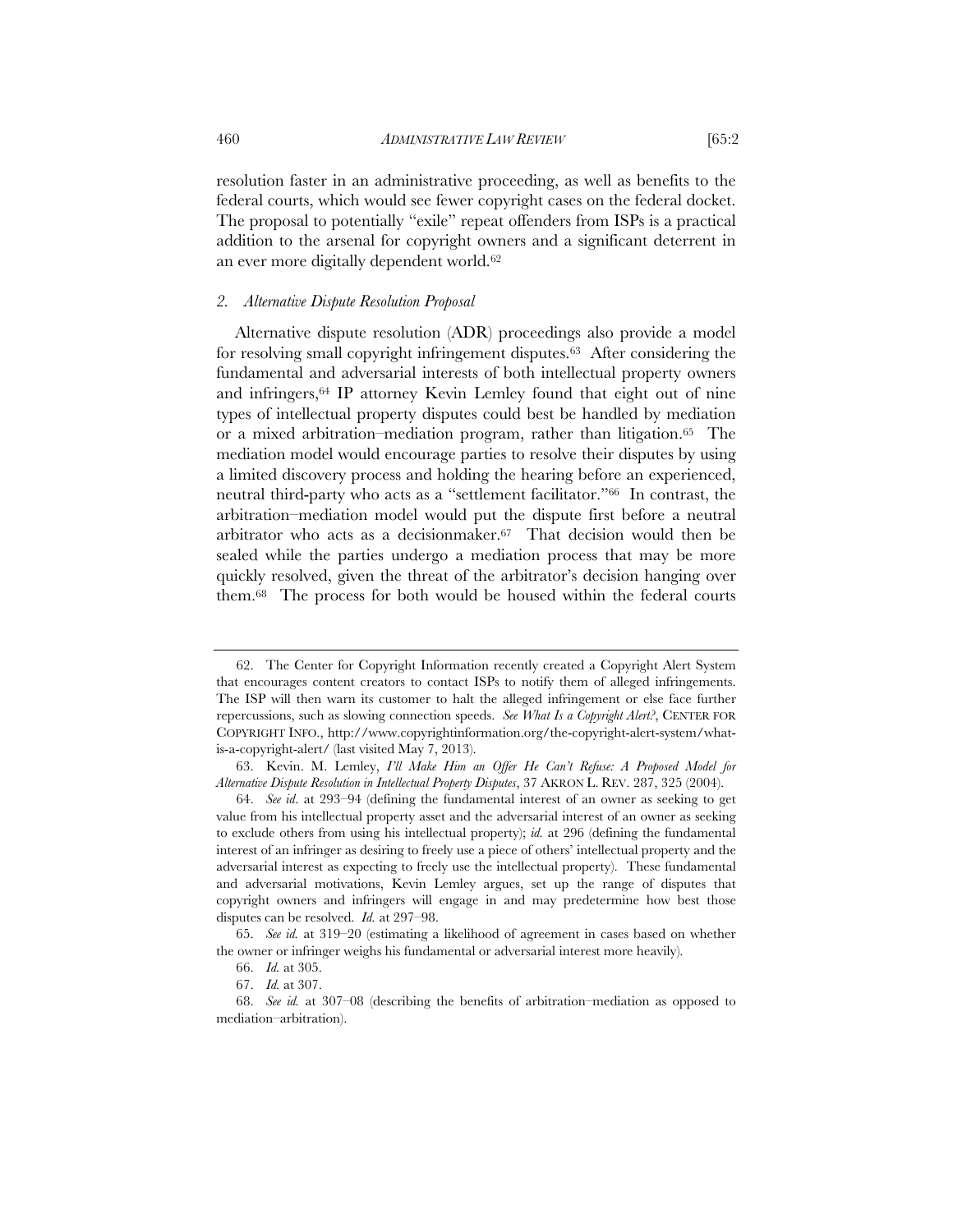resolution faster in an administrative proceeding, as well as benefits to the federal courts, which would see fewer copyright cases on the federal docket. The proposal to potentially "exile" repeat offenders from ISPs is a practical addition to the arsenal for copyright owners and a significant deterrent in an ever more digitally dependent world.[62]

#### *2. Alternative Dispute Resolution Proposal*

Alternative dispute resolution (ADR) proceedings also provide a model for resolving small copyright infringement disputes.[63] After considering the fundamental and adversarial interests of both intellectual property owners and infringers,[64] IP attorney Kevin Lemley found that eight out of nine types of intellectual property disputes could best be handled by mediation or a mixed arbitration–mediation program, rather than litigation.[65] The mediation model would encourage parties to resolve their disputes by using a limited discovery process and holding the hearing before an experienced, neutral third-party who acts as a "settlement facilitator."[66] In contrast, the arbitration–mediation model would put the dispute first before a neutral arbitrator who acts as a decisionmaker.[67] That decision would then be sealed while the parties undergo a mediation process that may be more quickly resolved, given the threat of the arbitrator's decision hanging over them.[68] The process for both would be housed within the federal courts

---

62. The Center for Copyright Information recently created a Copyright Alert System that encourages content creators to contact ISPs to notify them of alleged infringements. The ISP will then warn its customer to halt the alleged infringement or else face further repercussions, such as slowing connection speeds. *See What Is a Copyright Alert?*, CENTER FOR COPYRIGHT INFO., http://www.copyrightinformation.org/the-copyright-alert-system/what-is-a-copyright-alert/ (last visited May 7, 2013).

63. Kevin. M. Lemley, *I'll Make Him an Offer He Can't Refuse: A Proposed Model for Alternative Dispute Resolution in Intellectual Property Disputes*, 37 AKRON L. REV. 287, 325 (2004).

64. *See id*. at 293–94 (defining the fundamental interest of an owner as seeking to get value from his intellectual property asset and the adversarial interest of an owner as seeking to exclude others from using his intellectual property); *id.* at 296 (defining the fundamental interest of an infringer as desiring to freely use a piece of others' intellectual property and the adversarial interest as expecting to freely use the intellectual property). These fundamental and adversarial motivations, Kevin Lemley argues, set up the range of disputes that copyright owners and infringers will engage in and may predetermine how best those disputes can be resolved. *Id.* at 297–98.

65. *See id.* at 319–20 (estimating a likelihood of agreement in cases based on whether the owner or infringer weighs his fundamental or adversarial interest more heavily).

66. *Id.* at 305.

67. *Id.* at 307.

68. *See id.* at 307–08 (describing the benefits of arbitration–mediation as opposed to mediation–arbitration).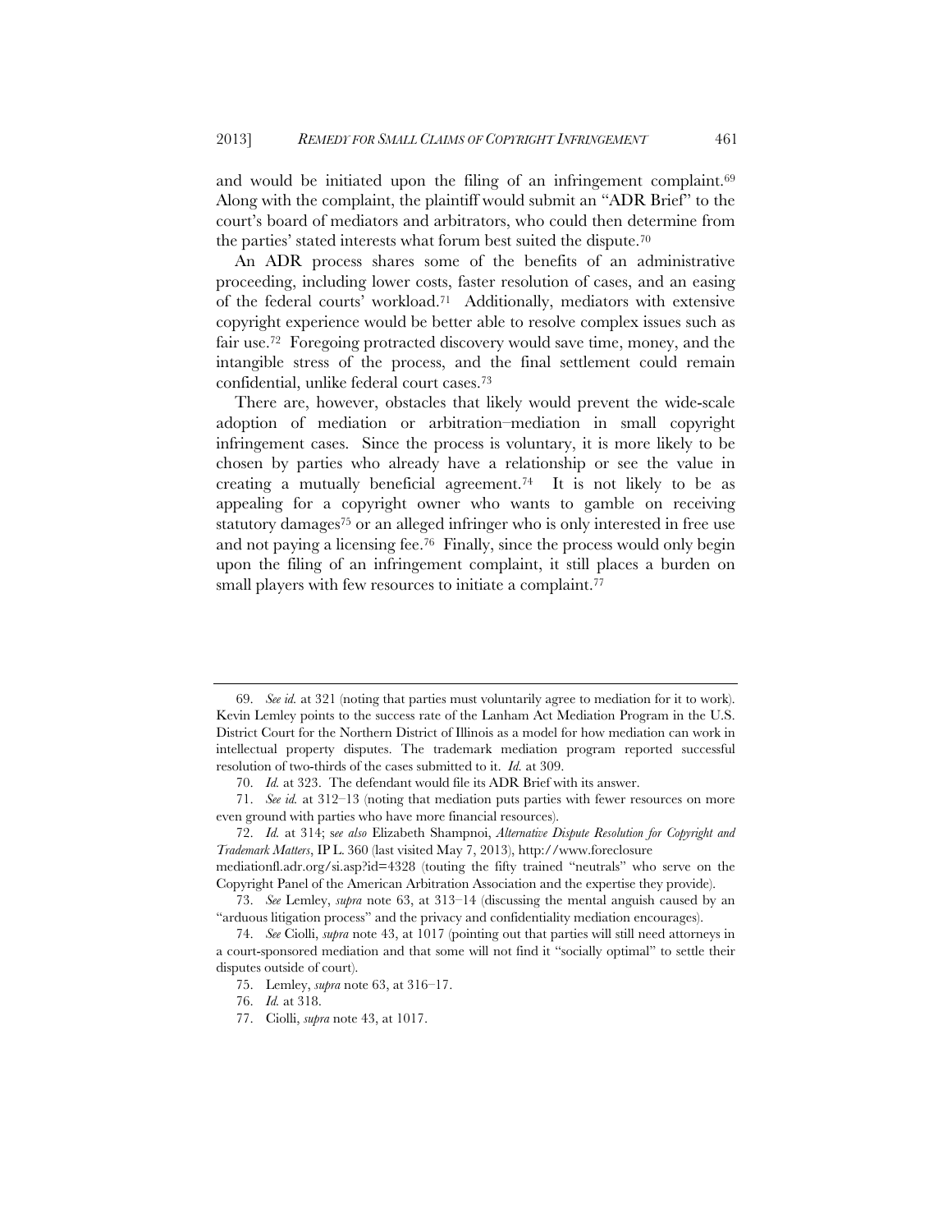and would be initiated upon the filing of an infringement complaint.[69] Along with the complaint, the plaintiff would submit an "ADR Brief" to the court's board of mediators and arbitrators, who could then determine from the parties' stated interests what forum best suited the dispute.[70]

An ADR process shares some of the benefits of an administrative proceeding, including lower costs, faster resolution of cases, and an easing of the federal courts' workload.[71] Additionally, mediators with extensive copyright experience would be better able to resolve complex issues such as fair use.[72] Foregoing protracted discovery would save time, money, and the intangible stress of the process, and the final settlement could remain confidential, unlike federal court cases.[73]

There are, however, obstacles that likely would prevent the wide-scale adoption of mediation or arbitration–mediation in small copyright infringement cases. Since the process is voluntary, it is more likely to be chosen by parties who already have a relationship or see the value in creating a mutually beneficial agreement.[74] It is not likely to be as appealing for a copyright owner who wants to gamble on receiving statutory damages[75] or an alleged infringer who is only interested in free use and not paying a licensing fee.[76] Finally, since the process would only begin upon the filing of an infringement complaint, it still places a burden on small players with few resources to initiate a complaint.[77]

---

69. *See id.* at 321 (noting that parties must voluntarily agree to mediation for it to work). Kevin Lemley points to the success rate of the Lanham Act Mediation Program in the U.S. District Court for the Northern District of Illinois as a model for how mediation can work in intellectual property disputes. The trademark mediation program reported successful resolution of two-thirds of the cases submitted to it. *Id.* at 309.

70. *Id.* at 323. The defendant would file its ADR Brief with its answer.

71. *See id.* at 312–13 (noting that mediation puts parties with fewer resources on more even ground with parties who have more financial resources).

72. *Id.* at 314; s*ee also* Elizabeth Shampnoi, *Alternative Dispute Resolution for Copyright and Trademark Matters*, IP L. 360 (last visited May 7, 2013), http://www.foreclosure mediationfl.adr.org/si.asp?id=4328 (touting the fifty trained "neutrals" who serve on the Copyright Panel of the American Arbitration Association and the expertise they provide).

73. *See* Lemley, *supra* note 63, at 313–14 (discussing the mental anguish caused by an "arduous litigation process" and the privacy and confidentiality mediation encourages).

74. *See* Ciolli, *supra* note 43, at 1017 (pointing out that parties will still need attorneys in a court-sponsored mediation and that some will not find it "socially optimal" to settle their disputes outside of court).

75. Lemley, *supra* note 63, at 316–17.

76. *Id.* at 318.

77. Ciolli, *supra* note 43, at 1017.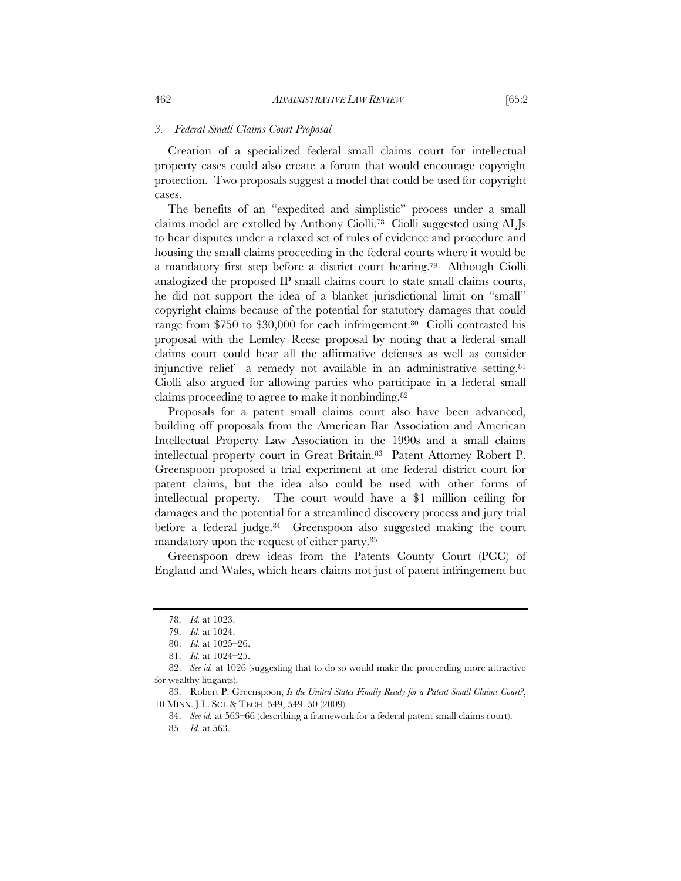### *3. Federal Small Claims Court Proposal*

Creation of a specialized federal small claims court for intellectual property cases could also create a forum that would encourage copyright protection. Two proposals suggest a model that could be used for copyright cases.

The benefits of an "expedited and simplistic" process under a small claims model are extolled by Anthony Ciolli.[78] Ciolli suggested using ALJs to hear disputes under a relaxed set of rules of evidence and procedure and housing the small claims proceeding in the federal courts where it would be a mandatory first step before a district court hearing.[79] Although Ciolli analogized the proposed IP small claims court to state small claims courts, he did not support the idea of a blanket jurisdictional limit on "small" copyright claims because of the potential for statutory damages that could range from $750 to $30,000 for each infringement.[80] Ciolli contrasted his proposal with the Lemley–Reese proposal by noting that a federal small claims court could hear all the affirmative defenses as well as consider injunctive relief—a remedy not available in an administrative setting.[81] Ciolli also argued for allowing parties who participate in a federal small claims proceeding to agree to make it nonbinding.[82]

Proposals for a patent small claims court also have been advanced, building off proposals from the American Bar Association and American Intellectual Property Law Association in the 1990s and a small claims intellectual property court in Great Britain.[83] Patent Attorney Robert P. Greenspoon proposed a trial experiment at one federal district court for patent claims, but the idea also could be used with other forms of intellectual property. The court would have a $1 million ceiling for damages and the potential for a streamlined discovery process and jury trial before a federal judge.[84] Greenspoon also suggested making the court mandatory upon the request of either party.[85]

Greenspoon drew ideas from the Patents County Court (PCC) of England and Wales, which hears claims not just of patent infringement but

---

78. *Id.* at 1023.

79. *Id.* at 1024.

80. *Id.* at 1025–26.

81. *Id.* at 1024–25.

82. *See id.* at 1026 (suggesting that to do so would make the proceeding more attractive for wealthy litigants).

83. Robert P. Greenspoon, *Is the United States Finally Ready for a Patent Small Claims Court?*, 10 MINN. J.L. SCI. & TECH. 549, 549–50 (2009).

84. *See id.* at 563–66 (describing a framework for a federal patent small claims court).

85. *Id.* at 563.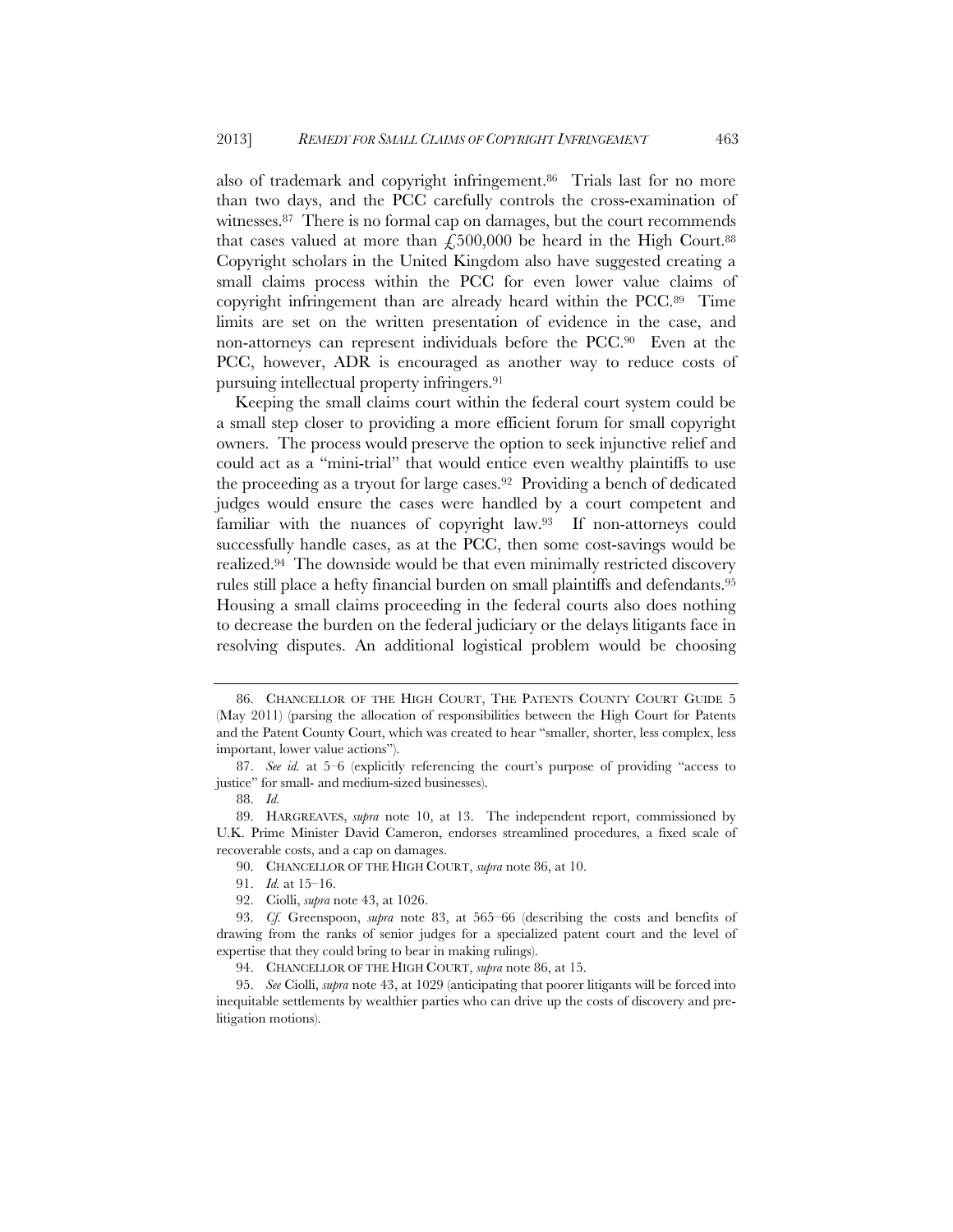also of trademark and copyright infringement.[86] Trials last for no more than two days, and the PCC carefully controls the cross-examination of witnesses.[87] There is no formal cap on damages, but the court recommends that cases valued at more than £500,000 be heard in the High Court.[88] Copyright scholars in the United Kingdom also have suggested creating a small claims process within the PCC for even lower value claims of copyright infringement than are already heard within the PCC.[89] Time limits are set on the written presentation of evidence in the case, and non-attorneys can represent individuals before the PCC.[90] Even at the PCC, however, ADR is encouraged as another way to reduce costs of pursuing intellectual property infringers.[91]

Keeping the small claims court within the federal court system could be a small step closer to providing a more efficient forum for small copyright owners. The process would preserve the option to seek injunctive relief and could act as a "mini-trial" that would entice even wealthy plaintiffs to use the proceeding as a tryout for large cases.[92] Providing a bench of dedicated judges would ensure the cases were handled by a court competent and familiar with the nuances of copyright law.[93] If non-attorneys could successfully handle cases, as at the PCC, then some cost-savings would be realized.[94] The downside would be that even minimally restricted discovery rules still place a hefty financial burden on small plaintiffs and defendants.[95] Housing a small claims proceeding in the federal courts also does nothing to decrease the burden on the federal judiciary or the delays litigants face in resolving disputes. An additional logistical problem would be choosing

---

86. CHANCELLOR OF THE HIGH COURT, THE PATENTS COUNTY COURT GUIDE 5 (May 2011) (parsing the allocation of responsibilities between the High Court for Patents and the Patent County Court, which was created to hear "smaller, shorter, less complex, less important, lower value actions").

87. *See id.* at 5–6 (explicitly referencing the court's purpose of providing "access to justice" for small- and medium-sized businesses).

88. *Id.*

89. HARGREAVES, *supra* note 10, at 13. The independent report, commissioned by U.K. Prime Minister David Cameron, endorses streamlined procedures, a fixed scale of recoverable costs, and a cap on damages.

90. CHANCELLOR OF THE HIGH COURT, *supra* note 86, at 10.

91. *Id.* at 15–16.

92. Ciolli, *supra* note 43, at 1026.

93. *Cf.* Greenspoon, *supra* note 83, at 565–66 (describing the costs and benefits of drawing from the ranks of senior judges for a specialized patent court and the level of expertise that they could bring to bear in making rulings).

94. CHANCELLOR OF THE HIGH COURT, *supra* note 86, at 15.

95. *See* Ciolli, *supra* note 43, at 1029 (anticipating that poorer litigants will be forced into inequitable settlements by wealthier parties who can drive up the costs of discovery and pre-litigation motions).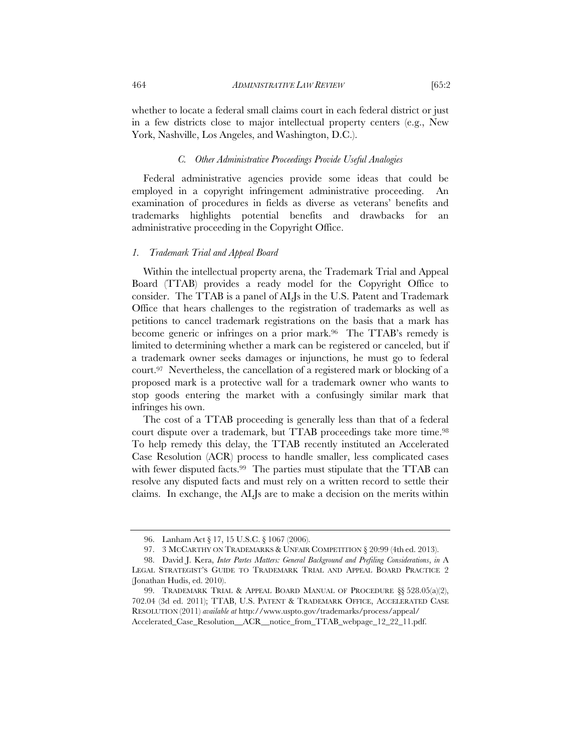whether to locate a federal small claims court in each federal district or just in a few districts close to major intellectual property centers (e.g., New York, Nashville, Los Angeles, and Washington, D.C.).

### *C. Other Administrative Proceedings Provide Useful Analogies*

Federal administrative agencies provide some ideas that could be employed in a copyright infringement administrative proceeding. An examination of procedures in fields as diverse as veterans' benefits and trademarks highlights potential benefits and drawbacks for an administrative proceeding in the Copyright Office.

#### *1. Trademark Trial and Appeal Board*

Within the intellectual property arena, the Trademark Trial and Appeal Board (TTAB) provides a ready model for the Copyright Office to consider. The TTAB is a panel of ALJs in the U.S. Patent and Trademark Office that hears challenges to the registration of trademarks as well as petitions to cancel trademark registrations on the basis that a mark has become generic or infringes on a prior mark.[96] The TTAB's remedy is limited to determining whether a mark can be registered or canceled, but if a trademark owner seeks damages or injunctions, he must go to federal court.[97] Nevertheless, the cancellation of a registered mark or blocking of a proposed mark is a protective wall for a trademark owner who wants to stop goods entering the market with a confusingly similar mark that infringes his own.

The cost of a TTAB proceeding is generally less than that of a federal court dispute over a trademark, but TTAB proceedings take more time.[98] To help remedy this delay, the TTAB recently instituted an Accelerated Case Resolution (ACR) process to handle smaller, less complicated cases with fewer disputed facts.[99] The parties must stipulate that the TTAB can resolve any disputed facts and must rely on a written record to settle their claims. In exchange, the ALJs are to make a decision on the merits within

---

96. Lanham Act § 17, 15 U.S.C. § 1067 (2006).

97. 3 MCCARTHY ON TRADEMARKS & UNFAIR COMPETITION § 20:99 (4th ed. 2013).

98. David J. Kera, *Inter Partes Matters: General Background and Prefiling Considerations*, *in* A LEGAL STRATEGIST'S GUIDE TO TRADEMARK TRIAL AND APPEAL BOARD PRACTICE 2 (Jonathan Hudis, ed. 2010).

99. TRADEMARK TRIAL & APPEAL BOARD MANUAL OF PROCEDURE §§ 528.05(a)(2), 702.04 (3d ed. 2011); TTAB, U.S. PATENT & TRADEMARK OFFICE, ACCELERATED CASE RESOLUTION (2011) *available at* http://www.uspto.gov/trademarks/process/appeal/Accelerated_Case_Resolution__ACR__notice_from_TTAB_webpage_12_22_11.pdf.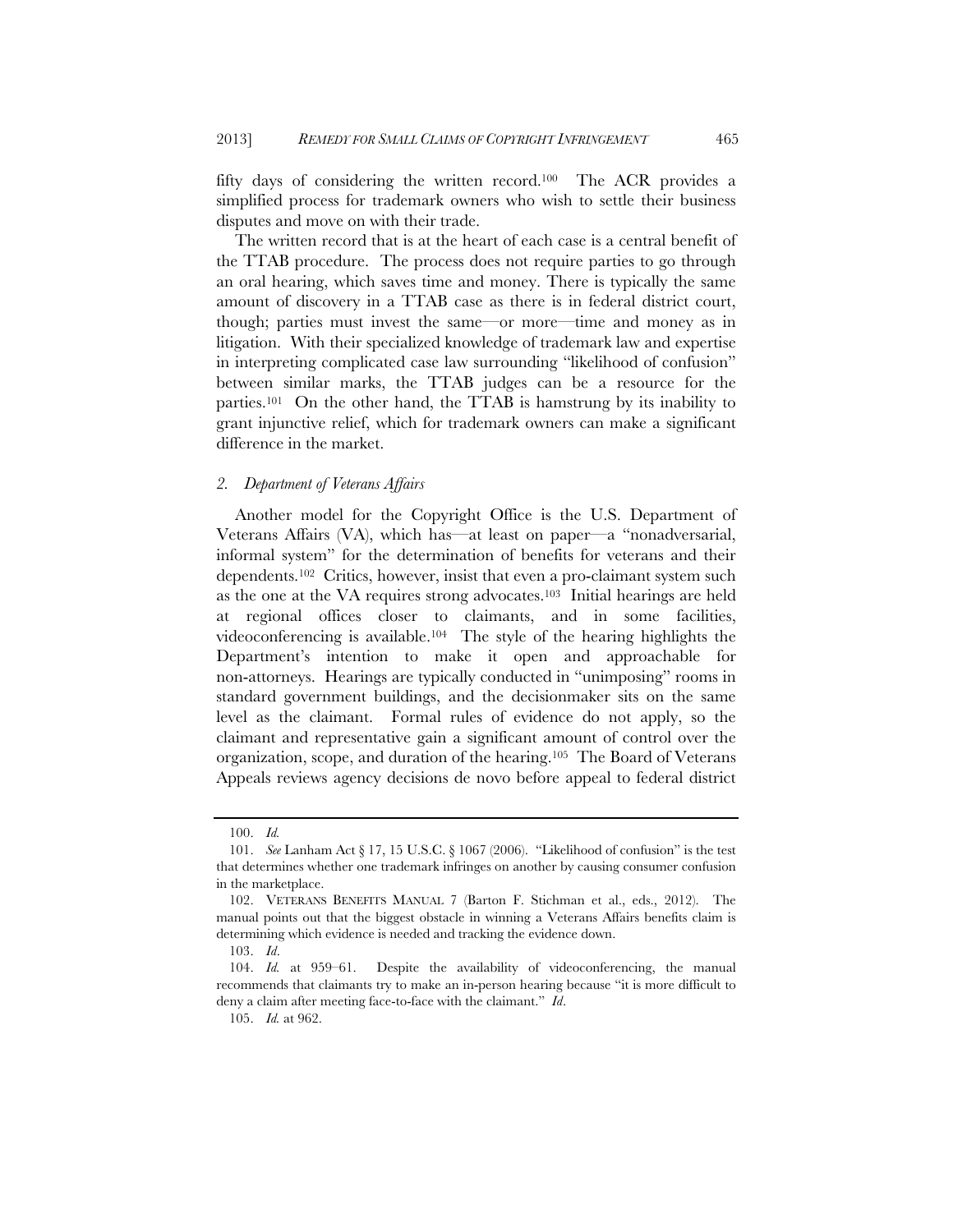fifty days of considering the written record.[100] The ACR provides a simplified process for trademark owners who wish to settle their business disputes and move on with their trade.

The written record that is at the heart of each case is a central benefit of the TTAB procedure. The process does not require parties to go through an oral hearing, which saves time and money. There is typically the same amount of discovery in a TTAB case as there is in federal district court, though; parties must invest the same—or more—time and money as in litigation. With their specialized knowledge of trademark law and expertise in interpreting complicated case law surrounding "likelihood of confusion" between similar marks, the TTAB judges can be a resource for the parties.[101] On the other hand, the TTAB is hamstrung by its inability to grant injunctive relief, which for trademark owners can make a significant difference in the market.

### *2. Department of Veterans Affairs*

Another model for the Copyright Office is the U.S. Department of Veterans Affairs (VA), which has—at least on paper—a "nonadversarial, informal system" for the determination of benefits for veterans and their dependents.[102] Critics, however, insist that even a pro-claimant system such as the one at the VA requires strong advocates.[103] Initial hearings are held at regional offices closer to claimants, and in some facilities, videoconferencing is available.[104] The style of the hearing highlights the Department's intention to make it open and approachable for non-attorneys. Hearings are typically conducted in "unimposing" rooms in standard government buildings, and the decisionmaker sits on the same level as the claimant. Formal rules of evidence do not apply, so the claimant and representative gain a significant amount of control over the organization, scope, and duration of the hearing.[105] The Board of Veterans Appeals reviews agency decisions de novo before appeal to federal district

---

100. *Id.*

101. *See* Lanham Act § 17, 15 U.S.C. § 1067 (2006). "Likelihood of confusion" is the test that determines whether one trademark infringes on another by causing consumer confusion in the marketplace.

102. VETERANS BENEFITS MANUAL 7 (Barton F. Stichman et al., eds., 2012). The manual points out that the biggest obstacle in winning a Veterans Affairs benefits claim is determining which evidence is needed and tracking the evidence down.

103. *Id*.

104. *Id.* at 959–61. Despite the availability of videoconferencing, the manual recommends that claimants try to make an in-person hearing because "it is more difficult to deny a claim after meeting face-to-face with the claimant." *Id*.

105. *Id.* at 962.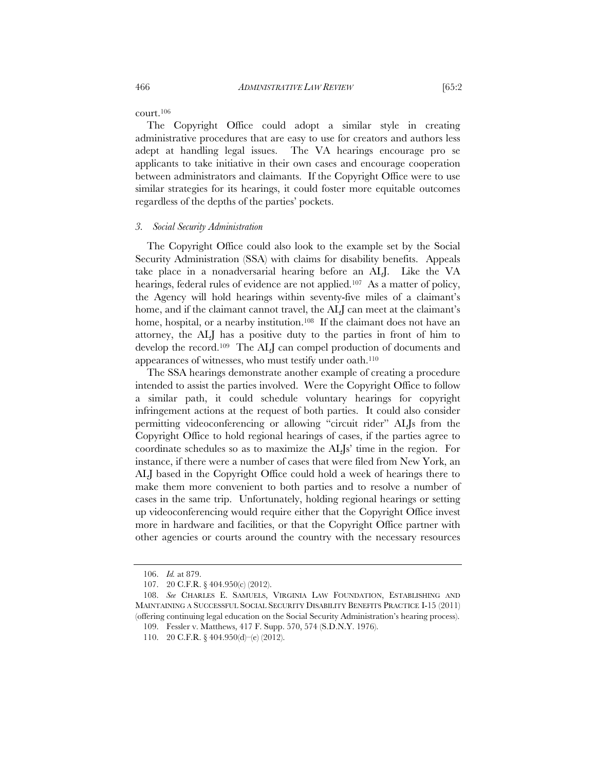court.[106]

The Copyright Office could adopt a similar style in creating administrative procedures that are easy to use for creators and authors less adept at handling legal issues. The VA hearings encourage pro se applicants to take initiative in their own cases and encourage cooperation between administrators and claimants. If the Copyright Office were to use similar strategies for its hearings, it could foster more equitable outcomes regardless of the depths of the parties' pockets.

### *3. Social Security Administration*

The Copyright Office could also look to the example set by the Social Security Administration (SSA) with claims for disability benefits. Appeals take place in a nonadversarial hearing before an ALJ. Like the VA hearings, federal rules of evidence are not applied.[107] As a matter of policy, the Agency will hold hearings within seventy-five miles of a claimant's home, and if the claimant cannot travel, the ALJ can meet at the claimant's home, hospital, or a nearby institution.[108] If the claimant does not have an attorney, the ALJ has a positive duty to the parties in front of him to develop the record.[109] The ALJ can compel production of documents and appearances of witnesses, who must testify under oath.[110]

The SSA hearings demonstrate another example of creating a procedure intended to assist the parties involved. Were the Copyright Office to follow a similar path, it could schedule voluntary hearings for copyright infringement actions at the request of both parties. It could also consider permitting videoconferencing or allowing "circuit rider" ALJs from the Copyright Office to hold regional hearings of cases, if the parties agree to coordinate schedules so as to maximize the ALJs' time in the region. For instance, if there were a number of cases that were filed from New York, an ALJ based in the Copyright Office could hold a week of hearings there to make them more convenient to both parties and to resolve a number of cases in the same trip. Unfortunately, holding regional hearings or setting up videoconferencing would require either that the Copyright Office invest more in hardware and facilities, or that the Copyright Office partner with other agencies or courts around the country with the necessary resources

---

106. *Id.* at 879.

107. 20 C.F.R. § 404.950(c) (2012).

108. *See* CHARLES E. SAMUELS, VIRGINIA LAW FOUNDATION, ESTABLISHING AND MAINTAINING A SUCCESSFUL SOCIAL SECURITY DISABILITY BENEFITS PRACTICE I-15 (2011) (offering continuing legal education on the Social Security Administration's hearing process).

109. Fessler v. Matthews, 417 F. Supp. 570, 574 (S.D.N.Y. 1976).

110. 20 C.F.R. § 404.950(d)–(e) (2012).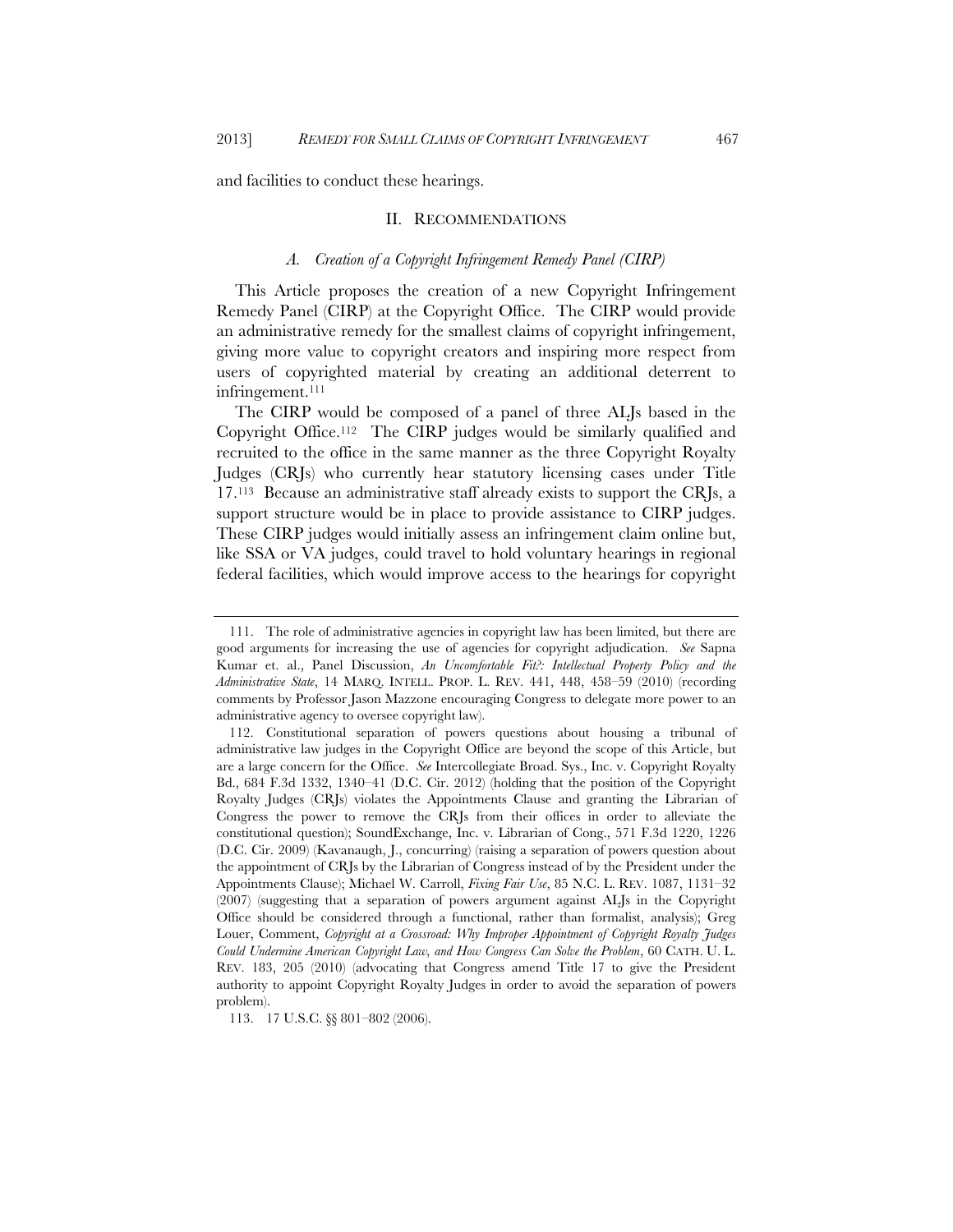and facilities to conduct these hearings.

## II. RECOMMENDATIONS

### *A. Creation of a Copyright Infringement Remedy Panel (CIRP)*

This Article proposes the creation of a new Copyright Infringement Remedy Panel (CIRP) at the Copyright Office. The CIRP would provide an administrative remedy for the smallest claims of copyright infringement, giving more value to copyright creators and inspiring more respect from users of copyrighted material by creating an additional deterrent to infringement.[111]

The CIRP would be composed of a panel of three ALJs based in the Copyright Office.[112] The CIRP judges would be similarly qualified and recruited to the office in the same manner as the three Copyright Royalty Judges (CRJs) who currently hear statutory licensing cases under Title 17.[113] Because an administrative staff already exists to support the CRJs, a support structure would be in place to provide assistance to CIRP judges. These CIRP judges would initially assess an infringement claim online but, like SSA or VA judges, could travel to hold voluntary hearings in regional federal facilities, which would improve access to the hearings for copyright

---

111. The role of administrative agencies in copyright law has been limited, but there are good arguments for increasing the use of agencies for copyright adjudication. *See* Sapna Kumar et. al., Panel Discussion, *An Uncomfortable Fit?: Intellectual Property Policy and the Administrative State*, 14 MARQ. INTELL. PROP. L. REV. 441, 448, 458–59 (2010) (recording comments by Professor Jason Mazzone encouraging Congress to delegate more power to an administrative agency to oversee copyright law).

112. Constitutional separation of powers questions about housing a tribunal of administrative law judges in the Copyright Office are beyond the scope of this Article, but are a large concern for the Office. *See* Intercollegiate Broad. Sys., Inc. v. Copyright Royalty Bd., 684 F.3d 1332, 1340–41 (D.C. Cir. 2012) (holding that the position of the Copyright Royalty Judges (CRJs) violates the Appointments Clause and granting the Librarian of Congress the power to remove the CRJs from their offices in order to alleviate the constitutional question); SoundExchange, Inc. v. Librarian of Cong., 571 F.3d 1220, 1226 (D.C. Cir. 2009) (Kavanaugh, J., concurring) (raising a separation of powers question about the appointment of CRJs by the Librarian of Congress instead of by the President under the Appointments Clause); Michael W. Carroll, *Fixing Fair Use*, 85 N.C. L. REV. 1087, 1131–32 (2007) (suggesting that a separation of powers argument against ALJs in the Copyright Office should be considered through a functional, rather than formalist, analysis); Greg Louer, Comment, *Copyright at a Crossroad: Why Improper Appointment of Copyright Royalty Judges Could Undermine American Copyright Law, and How Congress Can Solve the Problem*, 60 CATH. U. L. REV. 183, 205 (2010) (advocating that Congress amend Title 17 to give the President authority to appoint Copyright Royalty Judges in order to avoid the separation of powers problem).

113. 17 U.S.C. §§ 801–802 (2006).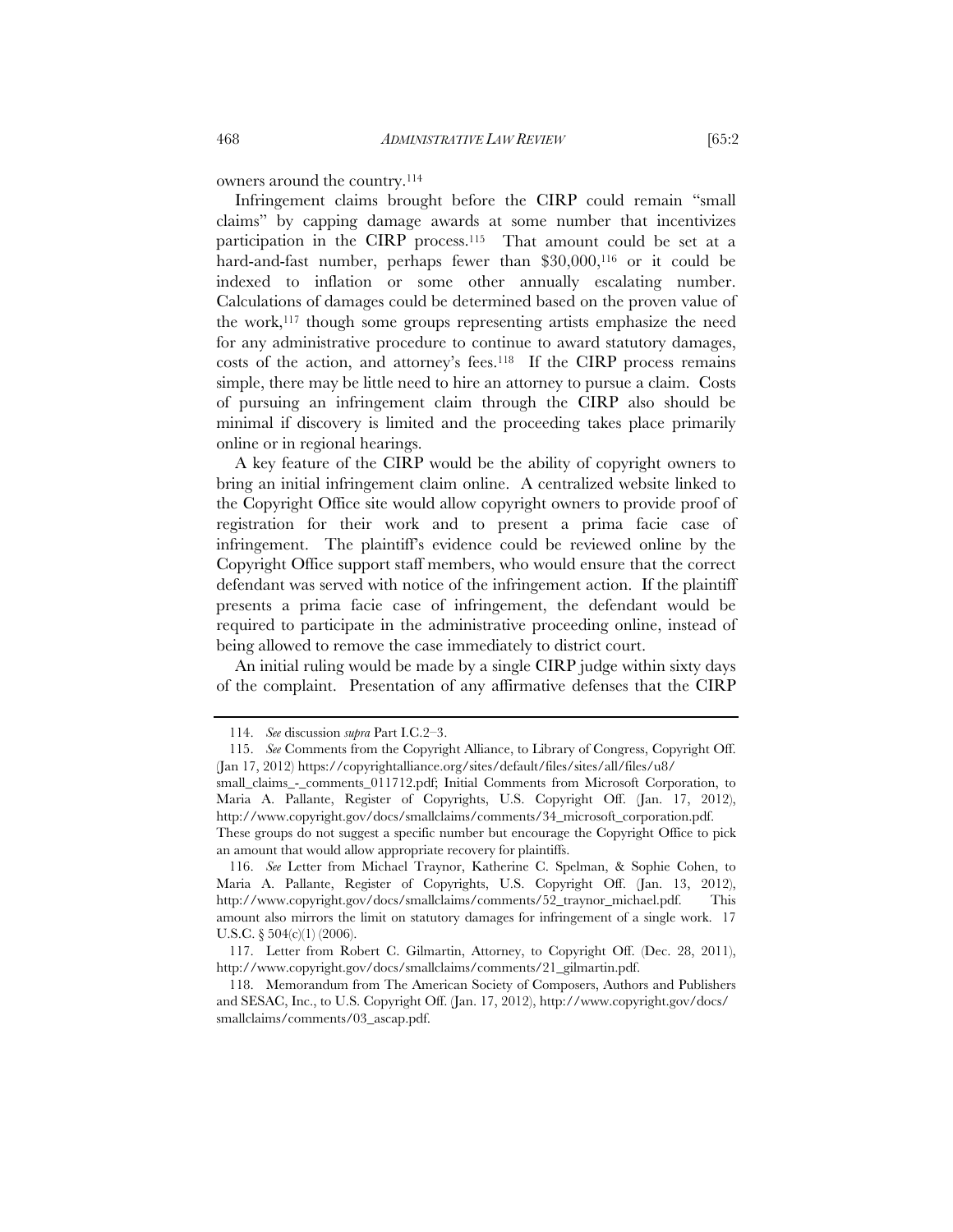owners around the country.[114]

Infringement claims brought before the CIRP could remain "small claims" by capping damage awards at some number that incentivizes participation in the CIRP process.[115] That amount could be set at a hard-and-fast number, perhaps fewer than $30,000,[116] or it could be indexed to inflation or some other annually escalating number. Calculations of damages could be determined based on the proven value of the work,[117] though some groups representing artists emphasize the need for any administrative procedure to continue to award statutory damages, costs of the action, and attorney's fees.[118] If the CIRP process remains simple, there may be little need to hire an attorney to pursue a claim. Costs of pursuing an infringement claim through the CIRP also should be minimal if discovery is limited and the proceeding takes place primarily online or in regional hearings.

A key feature of the CIRP would be the ability of copyright owners to bring an initial infringement claim online. A centralized website linked to the Copyright Office site would allow copyright owners to provide proof of registration for their work and to present a prima facie case of infringement. The plaintiff's evidence could be reviewed online by the Copyright Office support staff members, who would ensure that the correct defendant was served with notice of the infringement action. If the plaintiff presents a prima facie case of infringement, the defendant would be required to participate in the administrative proceeding online, instead of being allowed to remove the case immediately to district court.

An initial ruling would be made by a single CIRP judge within sixty days of the complaint. Presentation of any affirmative defenses that the CIRP

---

114. *See* discussion *supra* Part I.C.2–3.

115. *See* Comments from the Copyright Alliance, to Library of Congress, Copyright Off. (Jan 17, 2012) https://copyrightalliance.org/sites/default/files/sites/all/files/u8/small_claims_-_comments_011712.pdf; Initial Comments from Microsoft Corporation, to Maria A. Pallante, Register of Copyrights, U.S. Copyright Off. (Jan. 17, 2012), http://www.copyright.gov/docs/smallclaims/comments/34_microsoft_corporation.pdf. These groups do not suggest a specific number but encourage the Copyright Office to pick an amount that would allow appropriate recovery for plaintiffs.

116. *See* Letter from Michael Traynor, Katherine C. Spelman, & Sophie Cohen, to Maria A. Pallante, Register of Copyrights, U.S. Copyright Off. (Jan. 13, 2012), http://www.copyright.gov/docs/smallclaims/comments/52_traynor_michael.pdf. This amount also mirrors the limit on statutory damages for infringement of a single work. 17 U.S.C. § 504(c)(1) (2006).

117. Letter from Robert C. Gilmartin, Attorney, to Copyright Off. (Dec. 28, 2011), http://www.copyright.gov/docs/smallclaims/comments/21_gilmartin.pdf.

118. Memorandum from The American Society of Composers, Authors and Publishers and SESAC, Inc., to U.S. Copyright Off. (Jan. 17, 2012), http://www.copyright.gov/docs/smallclaims/comments/03_ascap.pdf.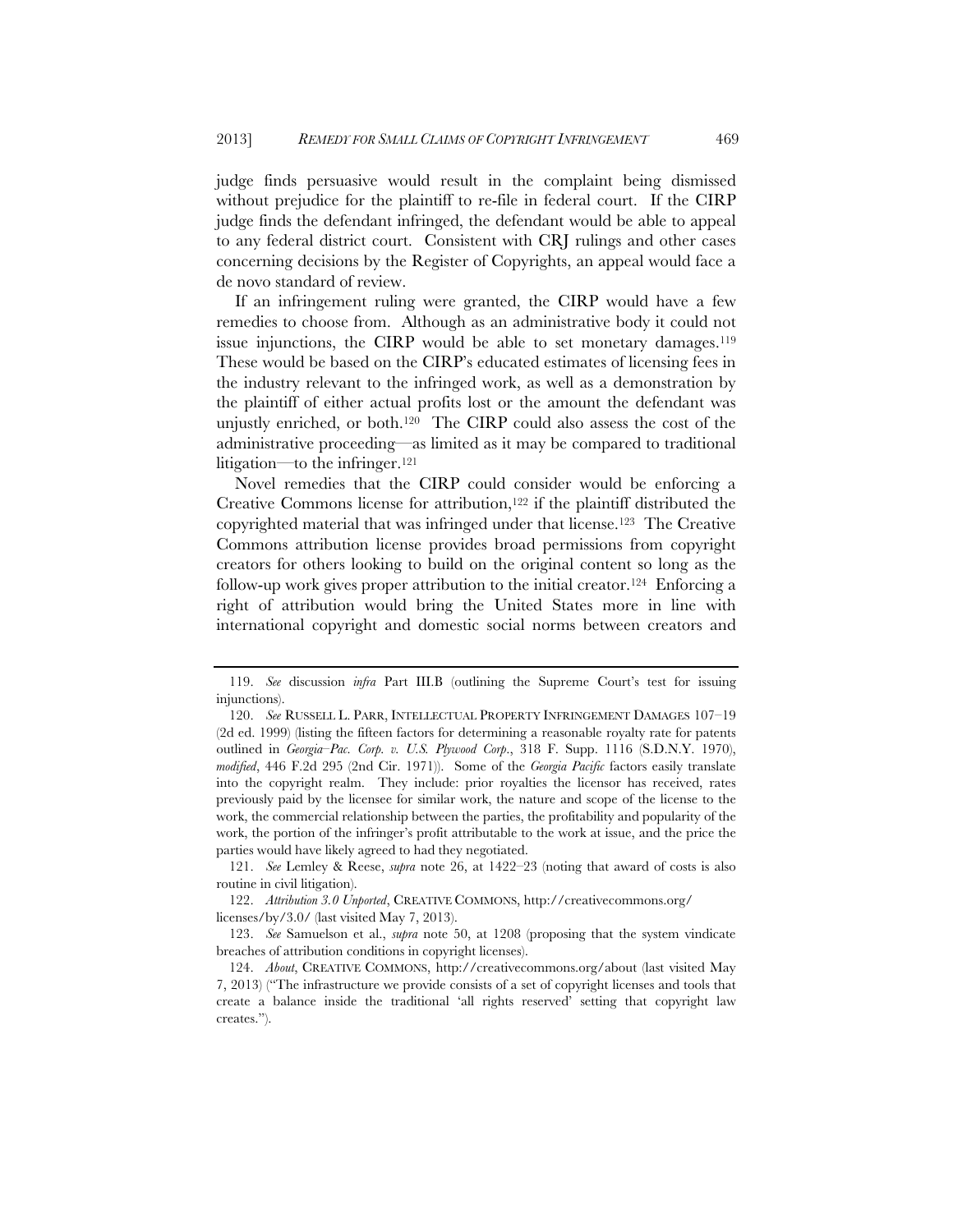judge finds persuasive would result in the complaint being dismissed without prejudice for the plaintiff to re-file in federal court. If the CIRP judge finds the defendant infringed, the defendant would be able to appeal to any federal district court. Consistent with CRJ rulings and other cases concerning decisions by the Register of Copyrights, an appeal would face a de novo standard of review.

If an infringement ruling were granted, the CIRP would have a few remedies to choose from. Although as an administrative body it could not issue injunctions, the CIRP would be able to set monetary damages.[119] These would be based on the CIRP's educated estimates of licensing fees in the industry relevant to the infringed work, as well as a demonstration by the plaintiff of either actual profits lost or the amount the defendant was unjustly enriched, or both.[120] The CIRP could also assess the cost of the administrative proceeding—as limited as it may be compared to traditional litigation—to the infringer.[121]

Novel remedies that the CIRP could consider would be enforcing a Creative Commons license for attribution,[122] if the plaintiff distributed the copyrighted material that was infringed under that license.[123] The Creative Commons attribution license provides broad permissions from copyright creators for others looking to build on the original content so long as the follow-up work gives proper attribution to the initial creator.[124] Enforcing a right of attribution would bring the United States more in line with international copyright and domestic social norms between creators and

---

119. *See* discussion *infra* Part III.B (outlining the Supreme Court's test for issuing injunctions).

120. *See* RUSSELL L. PARR, INTELLECTUAL PROPERTY INFRINGEMENT DAMAGES 107–19 (2d ed. 1999) (listing the fifteen factors for determining a reasonable royalty rate for patents outlined in *Georgia–Pac. Corp. v. U.S. Plywood Corp*., 318 F. Supp. 1116 (S.D.N.Y. 1970), *modified*, 446 F.2d 295 (2nd Cir. 1971)). Some of the *Georgia Pacific* factors easily translate into the copyright realm. They include: prior royalties the licensor has received, rates previously paid by the licensee for similar work, the nature and scope of the license to the work, the commercial relationship between the parties, the profitability and popularity of the work, the portion of the infringer's profit attributable to the work at issue, and the price the parties would have likely agreed to had they negotiated.

121. *See* Lemley & Reese, *supra* note 26, at 1422–23 (noting that award of costs is also routine in civil litigation).

122. *Attribution 3.0 Unported*, CREATIVE COMMONS, http://creativecommons.org/licenses/by/3.0/ (last visited May 7, 2013).

123. *See* Samuelson et al., *supra* note 50, at 1208 (proposing that the system vindicate breaches of attribution conditions in copyright licenses).

124. *About*, CREATIVE COMMONS, http://creativecommons.org/about (last visited May 7, 2013) ("The infrastructure we provide consists of a set of copyright licenses and tools that create a balance inside the traditional 'all rights reserved' setting that copyright law creates.").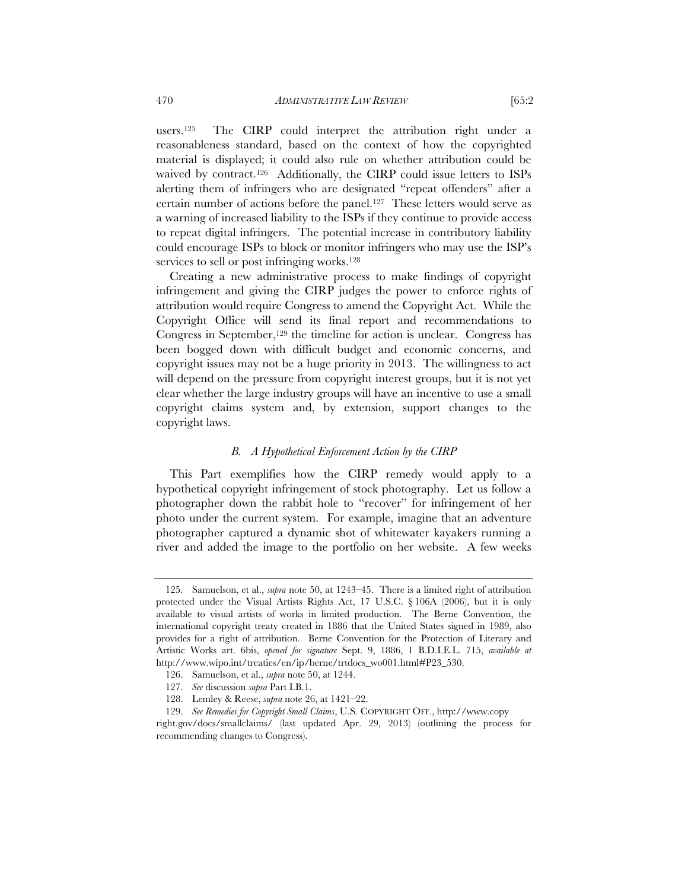users.[125] The CIRP could interpret the attribution right under a reasonableness standard, based on the context of how the copyrighted material is displayed; it could also rule on whether attribution could be waived by contract.[126] Additionally, the CIRP could issue letters to ISPs alerting them of infringers who are designated "repeat offenders" after a certain number of actions before the panel.[127] These letters would serve as a warning of increased liability to the ISPs if they continue to provide access to repeat digital infringers. The potential increase in contributory liability could encourage ISPs to block or monitor infringers who may use the ISP's services to sell or post infringing works.[128]

Creating a new administrative process to make findings of copyright infringement and giving the CIRP judges the power to enforce rights of attribution would require Congress to amend the Copyright Act. While the Copyright Office will send its final report and recommendations to Congress in September,[129] the timeline for action is unclear. Congress has been bogged down with difficult budget and economic concerns, and copyright issues may not be a huge priority in 2013. The willingness to act will depend on the pressure from copyright interest groups, but it is not yet clear whether the large industry groups will have an incentive to use a small copyright claims system and, by extension, support changes to the copyright laws.

### *B. A Hypothetical Enforcement Action by the CIRP*

This Part exemplifies how the CIRP remedy would apply to a hypothetical copyright infringement of stock photography. Let us follow a photographer down the rabbit hole to "recover" for infringement of her photo under the current system. For example, imagine that an adventure photographer captured a dynamic shot of whitewater kayakers running a river and added the image to the portfolio on her website. A few weeks

---

125. Samuelson, et al., *supra* note 50, at 1243–45. There is a limited right of attribution protected under the Visual Artists Rights Act, 17 U.S.C. § 106A (2006), but it is only available to visual artists of works in limited production. The Berne Convention, the international copyright treaty created in 1886 that the United States signed in 1989, also provides for a right of attribution. Berne Convention for the Protection of Literary and Artistic Works art. 6bis, *opened for signature* Sept. 9, 1886, 1 B.D.I.E.L. 715, *available at* http://www.wipo.int/treaties/en/ip/berne/trtdocs_wo001.html#P23_530.

126. Samuelson, et al., *supra* note 50, at 1244.

127. *See* discussion *supra* Part I.B.1.

128. Lemley & Reese, *supra* note 26, at 1421–22.

129. *See Remedies for Copyright Small Claims*, U.S. COPYRIGHT OFF., http://www.copyright.gov/docs/smallclaims/ (last updated Apr. 29, 2013) (outlining the process for recommending changes to Congress).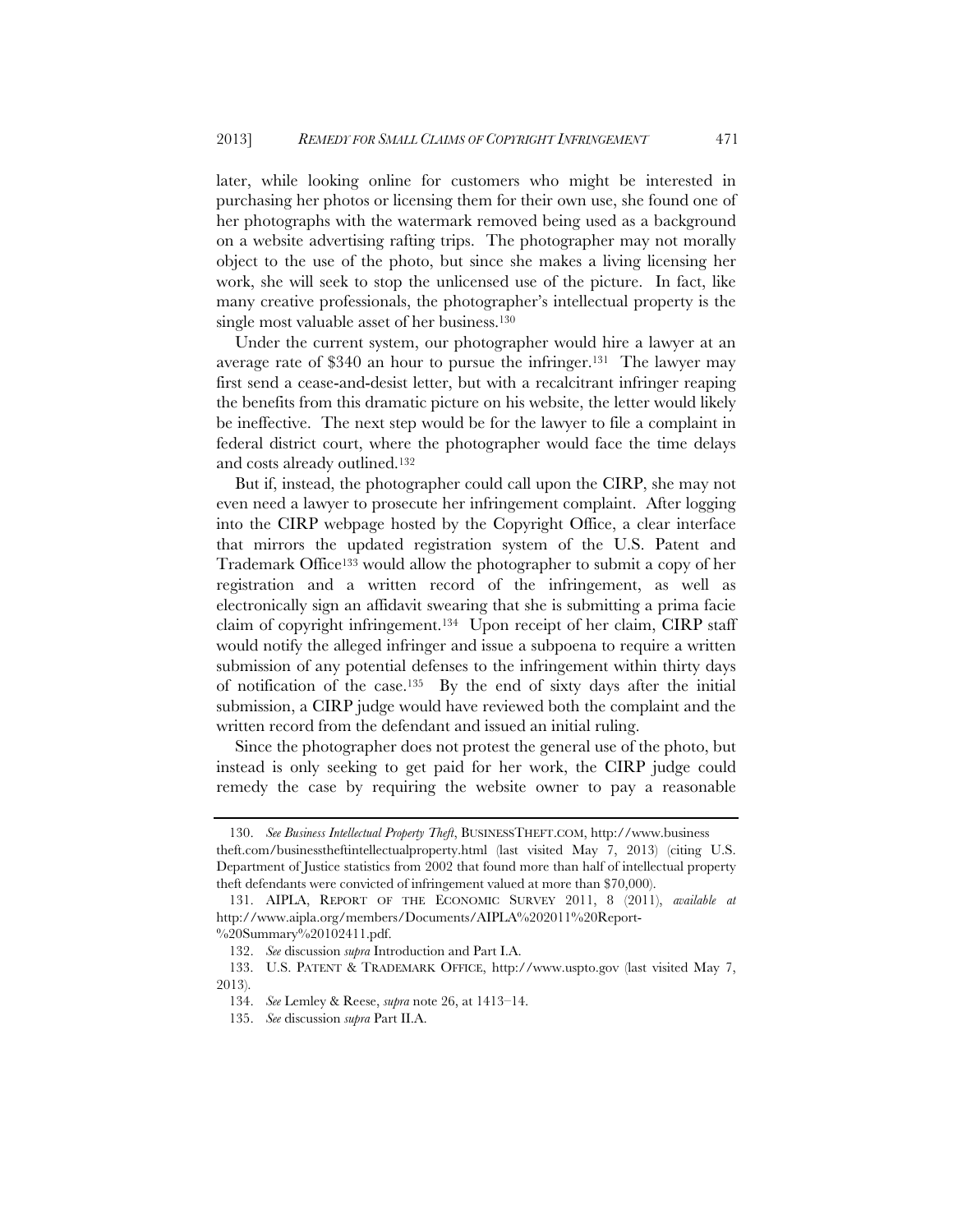later, while looking online for customers who might be interested in purchasing her photos or licensing them for their own use, she found one of her photographs with the watermark removed being used as a background on a website advertising rafting trips. The photographer may not morally object to the use of the photo, but since she makes a living licensing her work, she will seek to stop the unlicensed use of the picture. In fact, like many creative professionals, the photographer's intellectual property is the single most valuable asset of her business.[130]

Under the current system, our photographer would hire a lawyer at an average rate of $340 an hour to pursue the infringer.[131] The lawyer may first send a cease-and-desist letter, but with a recalcitrant infringer reaping the benefits from this dramatic picture on his website, the letter would likely be ineffective. The next step would be for the lawyer to file a complaint in federal district court, where the photographer would face the time delays and costs already outlined.[132]

But if, instead, the photographer could call upon the CIRP, she may not even need a lawyer to prosecute her infringement complaint. After logging into the CIRP webpage hosted by the Copyright Office, a clear interface that mirrors the updated registration system of the U.S. Patent and Trademark Office[133] would allow the photographer to submit a copy of her registration and a written record of the infringement, as well as electronically sign an affidavit swearing that she is submitting a prima facie claim of copyright infringement.[134] Upon receipt of her claim, CIRP staff would notify the alleged infringer and issue a subpoena to require a written submission of any potential defenses to the infringement within thirty days of notification of the case.[135] By the end of sixty days after the initial submission, a CIRP judge would have reviewed both the complaint and the written record from the defendant and issued an initial ruling.

Since the photographer does not protest the general use of the photo, but instead is only seeking to get paid for her work, the CIRP judge could remedy the case by requiring the website owner to pay a reasonable

---

130. *See Business Intellectual Property Theft*, BUSINESSTHEFT.COM, http://www.businesstheft.com/businesstheftintellectualproperty.html (last visited May 7, 2013) (citing U.S. Department of Justice statistics from 2002 that found more than half of intellectual property theft defendants were convicted of infringement valued at more than $70,000).

131. AIPLA, REPORT OF THE ECONOMIC SURVEY 2011, 8 (2011), *available at* http://www.aipla.org/members/Documents/AIPLA%202011%20Report-%20Summary%20102411.pdf.

132. *See* discussion *supra* Introduction and Part I.A.

133. U.S. PATENT & TRADEMARK OFFICE, http://www.uspto.gov (last visited May 7, 2013).

134. *See* Lemley & Reese, *supra* note 26, at 1413–14.

135. *See* discussion *supra* Part II.A.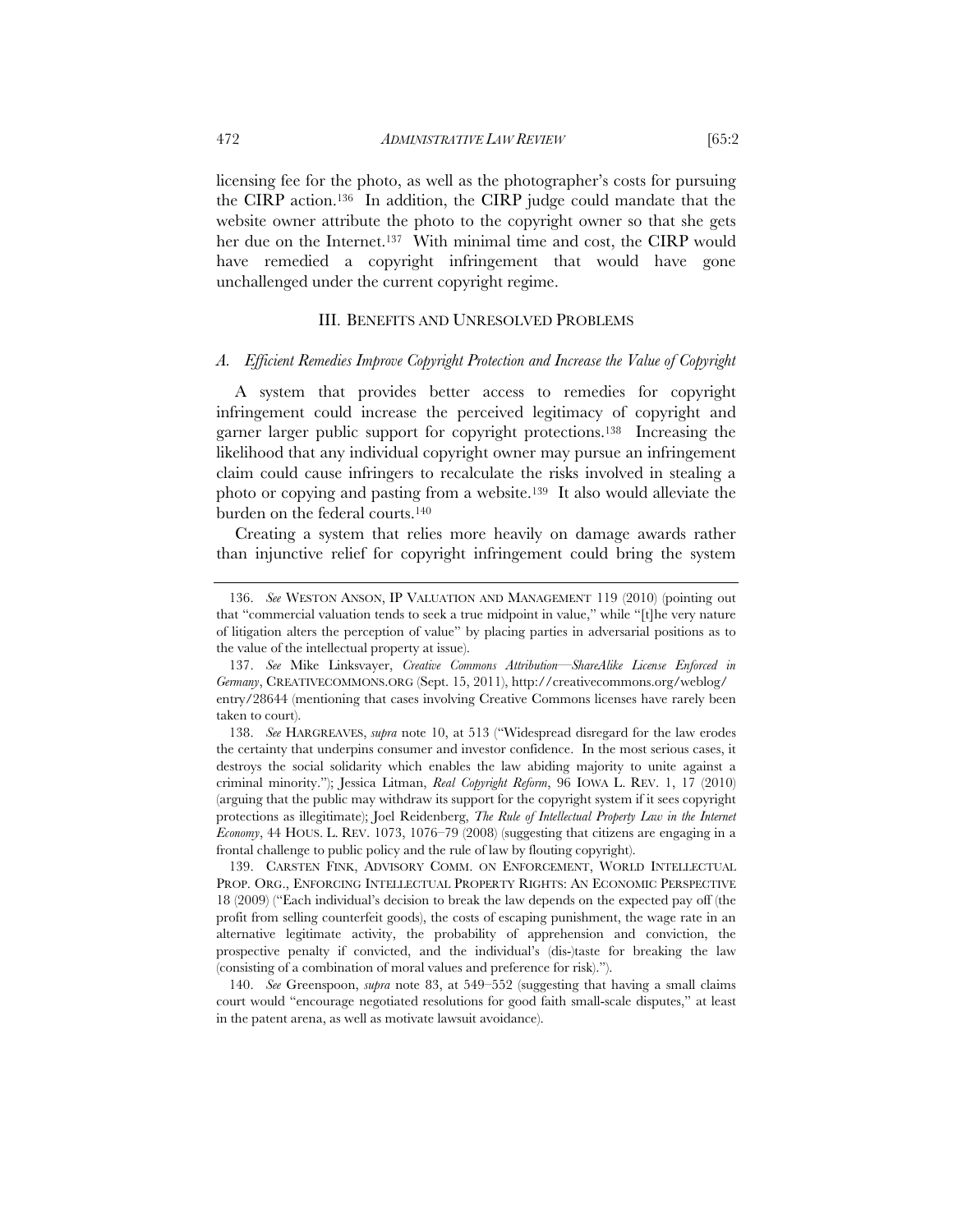licensing fee for the photo, as well as the photographer's costs for pursuing the CIRP action.[136] In addition, the CIRP judge could mandate that the website owner attribute the photo to the copyright owner so that she gets her due on the Internet.[137] With minimal time and cost, the CIRP would have remedied a copyright infringement that would have gone unchallenged under the current copyright regime.

## III. BENEFITS AND UNRESOLVED PROBLEMS

### *A. Efficient Remedies Improve Copyright Protection and Increase the Value of Copyright*

A system that provides better access to remedies for copyright infringement could increase the perceived legitimacy of copyright and garner larger public support for copyright protections.[138] Increasing the likelihood that any individual copyright owner may pursue an infringement claim could cause infringers to recalculate the risks involved in stealing a photo or copying and pasting from a website.[139] It also would alleviate the burden on the federal courts.[140]

Creating a system that relies more heavily on damage awards rather than injunctive relief for copyright infringement could bring the system

---

136. *See* WESTON ANSON, IP VALUATION AND MANAGEMENT 119 (2010) (pointing out that "commercial valuation tends to seek a true midpoint in value," while "[t]he very nature of litigation alters the perception of value" by placing parties in adversarial positions as to the value of the intellectual property at issue).

137. *See* Mike Linksvayer, *Creative Commons Attribution—ShareAlike License Enforced in Germany*, CREATIVECOMMONS.ORG (Sept. 15, 2011), http://creativecommons.org/weblog/entry/28644 (mentioning that cases involving Creative Commons licenses have rarely been taken to court).

138. *See* HARGREAVES, *supra* note 10, at 513 ("Widespread disregard for the law erodes the certainty that underpins consumer and investor confidence. In the most serious cases, it destroys the social solidarity which enables the law abiding majority to unite against a criminal minority."); Jessica Litman, *Real Copyright Reform*, 96 IOWA L. REV. 1, 17 (2010) (arguing that the public may withdraw its support for the copyright system if it sees copyright protections as illegitimate); Joel Reidenberg, *The Rule of Intellectual Property Law in the Internet Economy*, 44 HOUS. L. REV. 1073, 1076–79 (2008) (suggesting that citizens are engaging in a frontal challenge to public policy and the rule of law by flouting copyright).

139. CARSTEN FINK, ADVISORY COMM. ON ENFORCEMENT, WORLD INTELLECTUAL PROP. ORG., ENFORCING INTELLECTUAL PROPERTY RIGHTS: AN ECONOMIC PERSPECTIVE 18 (2009) ("Each individual's decision to break the law depends on the expected pay off (the profit from selling counterfeit goods), the costs of escaping punishment, the wage rate in an alternative legitimate activity, the probability of apprehension and conviction, the prospective penalty if convicted, and the individual's (dis-)taste for breaking the law (consisting of a combination of moral values and preference for risk).").

140. *See* Greenspoon, *supra* note 83, at 549–552 (suggesting that having a small claims court would "encourage negotiated resolutions for good faith small-scale disputes," at least in the patent arena, as well as motivate lawsuit avoidance).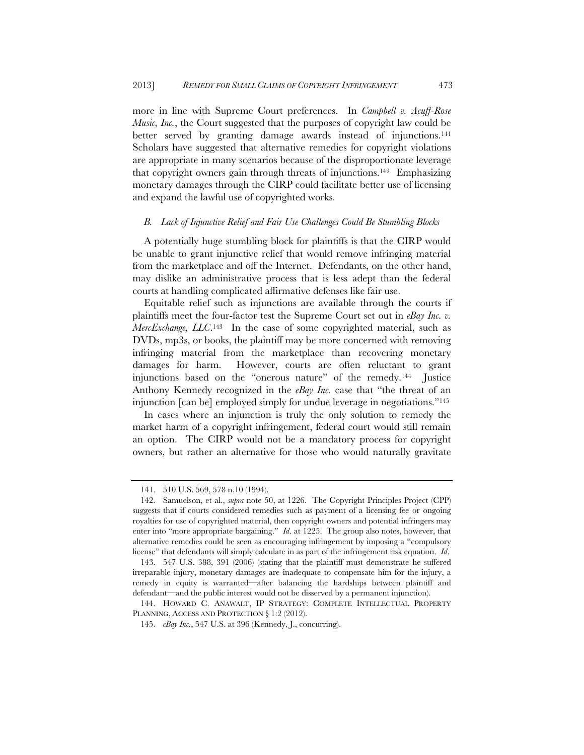more in line with Supreme Court preferences. In *Campbell v. Acuff-Rose Music, Inc.*, the Court suggested that the purposes of copyright law could be better served by granting damage awards instead of injunctions.[141] Scholars have suggested that alternative remedies for copyright violations are appropriate in many scenarios because of the disproportionate leverage that copyright owners gain through threats of injunctions.[142] Emphasizing monetary damages through the CIRP could facilitate better use of licensing and expand the lawful use of copyrighted works.

### *B. Lack of Injunctive Relief and Fair Use Challenges Could Be Stumbling Blocks*

A potentially huge stumbling block for plaintiffs is that the CIRP would be unable to grant injunctive relief that would remove infringing material from the marketplace and off the Internet. Defendants, on the other hand, may dislike an administrative process that is less adept than the federal courts at handling complicated affirmative defenses like fair use.

Equitable relief such as injunctions are available through the courts if plaintiffs meet the four-factor test the Supreme Court set out in *eBay Inc. v. MercExchange, LLC*.[143] In the case of some copyrighted material, such as DVDs, mp3s, or books, the plaintiff may be more concerned with removing infringing material from the marketplace than recovering monetary damages for harm. However, courts are often reluctant to grant injunctions based on the "onerous nature" of the remedy.[144] Justice Anthony Kennedy recognized in the *eBay Inc.* case that "the threat of an injunction [can be] employed simply for undue leverage in negotiations."[145]

In cases where an injunction is truly the only solution to remedy the market harm of a copyright infringement, federal court would still remain an option. The CIRP would not be a mandatory process for copyright owners, but rather an alternative for those who would naturally gravitate

---

141. 510 U.S. 569, 578 n.10 (1994).

142. Samuelson, et al., *supra* note 50, at 1226. The Copyright Principles Project (CPP) suggests that if courts considered remedies such as payment of a licensing fee or ongoing royalties for use of copyrighted material, then copyright owners and potential infringers may enter into "more appropriate bargaining." *Id.* at 1225. The group also notes, however, that alternative remedies could be seen as encouraging infringement by imposing a "compulsory license" that defendants will simply calculate in as part of the infringement risk equation. *Id*.

143. 547 U.S. 388, 391 (2006) (stating that the plaintiff must demonstrate he suffered irreparable injury, monetary damages are inadequate to compensate him for the injury, a remedy in equity is warranted—after balancing the hardships between plaintiff and defendant—and the public interest would not be disserved by a permanent injunction).

144. HOWARD C. ANAWALT, IP STRATEGY: COMPLETE INTELLECTUAL PROPERTY PLANNING, ACCESS AND PROTECTION § 1:2 (2012).

145. *eBay Inc.*, 547 U.S. at 396 (Kennedy, J., concurring).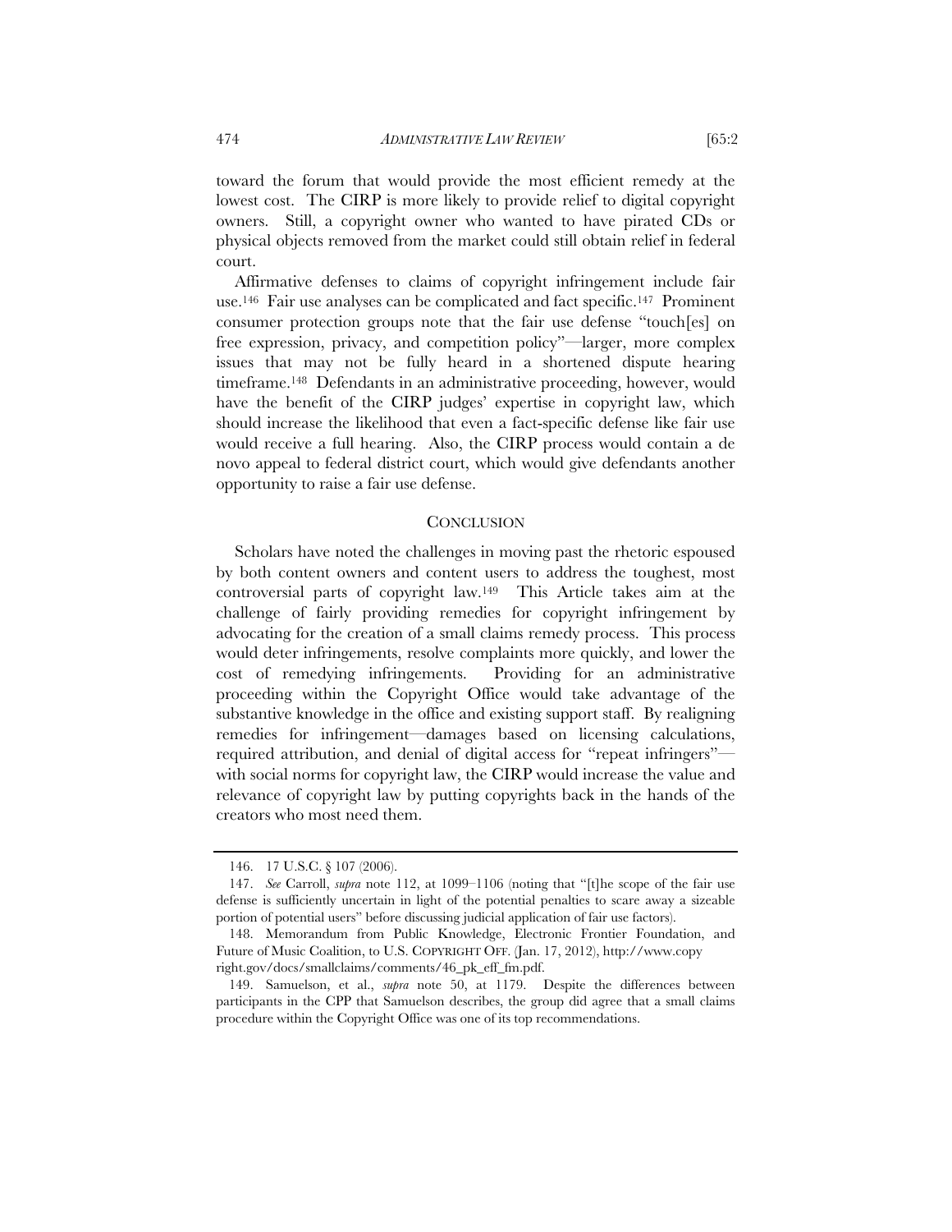toward the forum that would provide the most efficient remedy at the lowest cost. The CIRP is more likely to provide relief to digital copyright owners. Still, a copyright owner who wanted to have pirated CDs or physical objects removed from the market could still obtain relief in federal court.

Affirmative defenses to claims of copyright infringement include fair use.[146] Fair use analyses can be complicated and fact specific.[147] Prominent consumer protection groups note that the fair use defense "touch[es] on free expression, privacy, and competition policy"—larger, more complex issues that may not be fully heard in a shortened dispute hearing timeframe.[148] Defendants in an administrative proceeding, however, would have the benefit of the CIRP judges' expertise in copyright law, which should increase the likelihood that even a fact-specific defense like fair use would receive a full hearing. Also, the CIRP process would contain a de novo appeal to federal district court, which would give defendants another opportunity to raise a fair use defense.

## CONCLUSION

Scholars have noted the challenges in moving past the rhetoric espoused by both content owners and content users to address the toughest, most controversial parts of copyright law.[149] This Article takes aim at the challenge of fairly providing remedies for copyright infringement by advocating for the creation of a small claims remedy process. This process would deter infringements, resolve complaints more quickly, and lower the cost of remedying infringements. Providing for an administrative proceeding within the Copyright Office would take advantage of the substantive knowledge in the office and existing support staff. By realigning remedies for infringement—damages based on licensing calculations, required attribution, and denial of digital access for "repeat infringers"—with social norms for copyright law, the CIRP would increase the value and relevance of copyright law by putting copyrights back in the hands of the creators who most need them.

---

146. 17 U.S.C. § 107 (2006).

147. *See* Carroll, *supra* note 112, at 1099–1106 (noting that "[t]he scope of the fair use defense is sufficiently uncertain in light of the potential penalties to scare away a sizeable portion of potential users" before discussing judicial application of fair use factors).

148. Memorandum from Public Knowledge, Electronic Frontier Foundation, and Future of Music Coalition, to U.S. COPYRIGHT OFF. (Jan. 17, 2012), http://www.copyright.gov/docs/smallclaims/comments/46_pk_eff_fm.pdf.

149. Samuelson, et al., *supra* note 50, at 1179. Despite the differences between participants in the CPP that Samuelson describes, the group did agree that a small claims procedure within the Copyright Office was one of its top recommendations.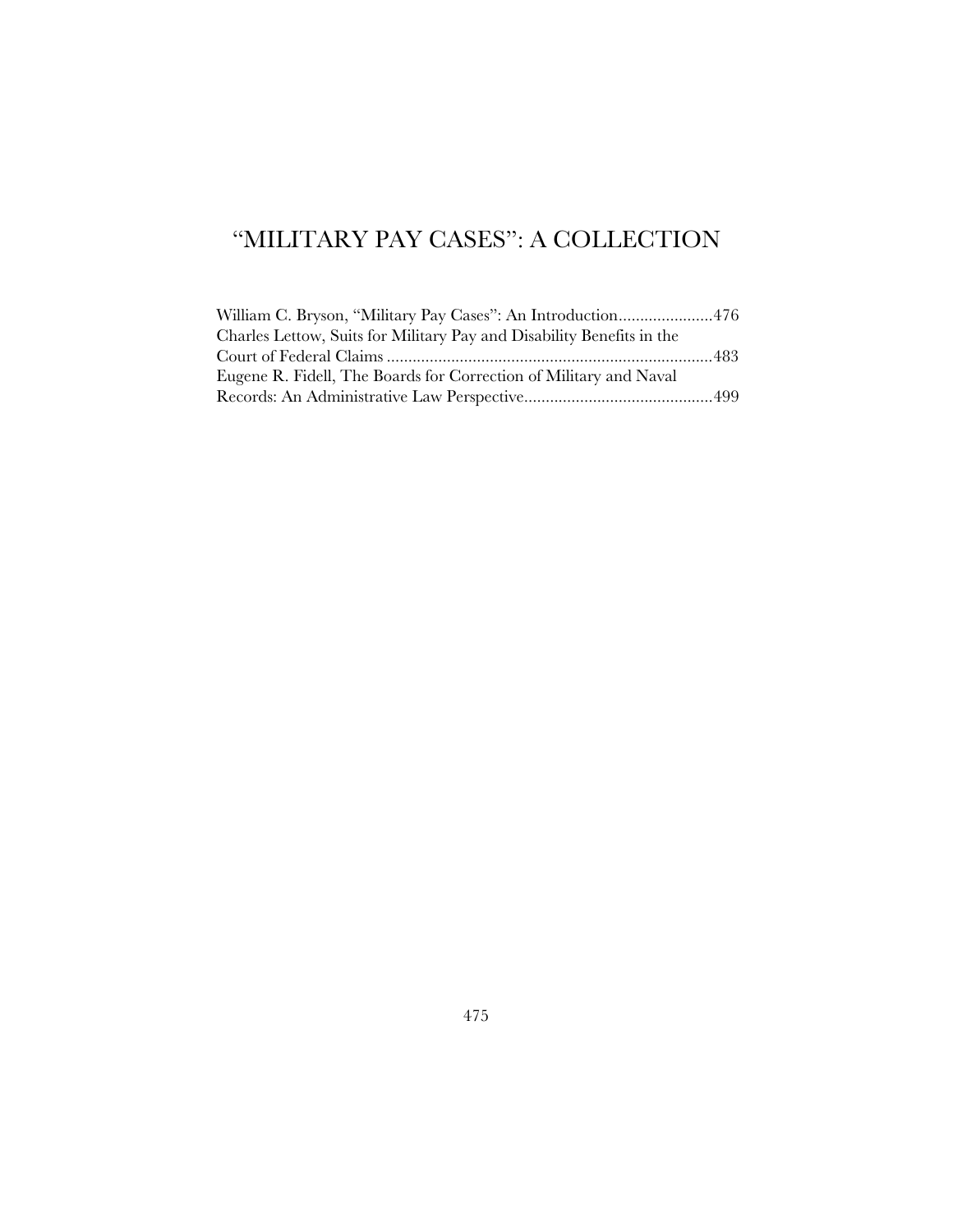# "MILITARY PAY CASES": A COLLECTION

William C. Bryson, "Military Pay Cases": An Introduction......................476
Charles Lettow, Suits for Military Pay and Disability Benefits in the Court of Federal Claims ............................................................................483
Eugene R. Fidell, The Boards for Correction of Military and Naval Records: An Administrative Law Perspective............................................499